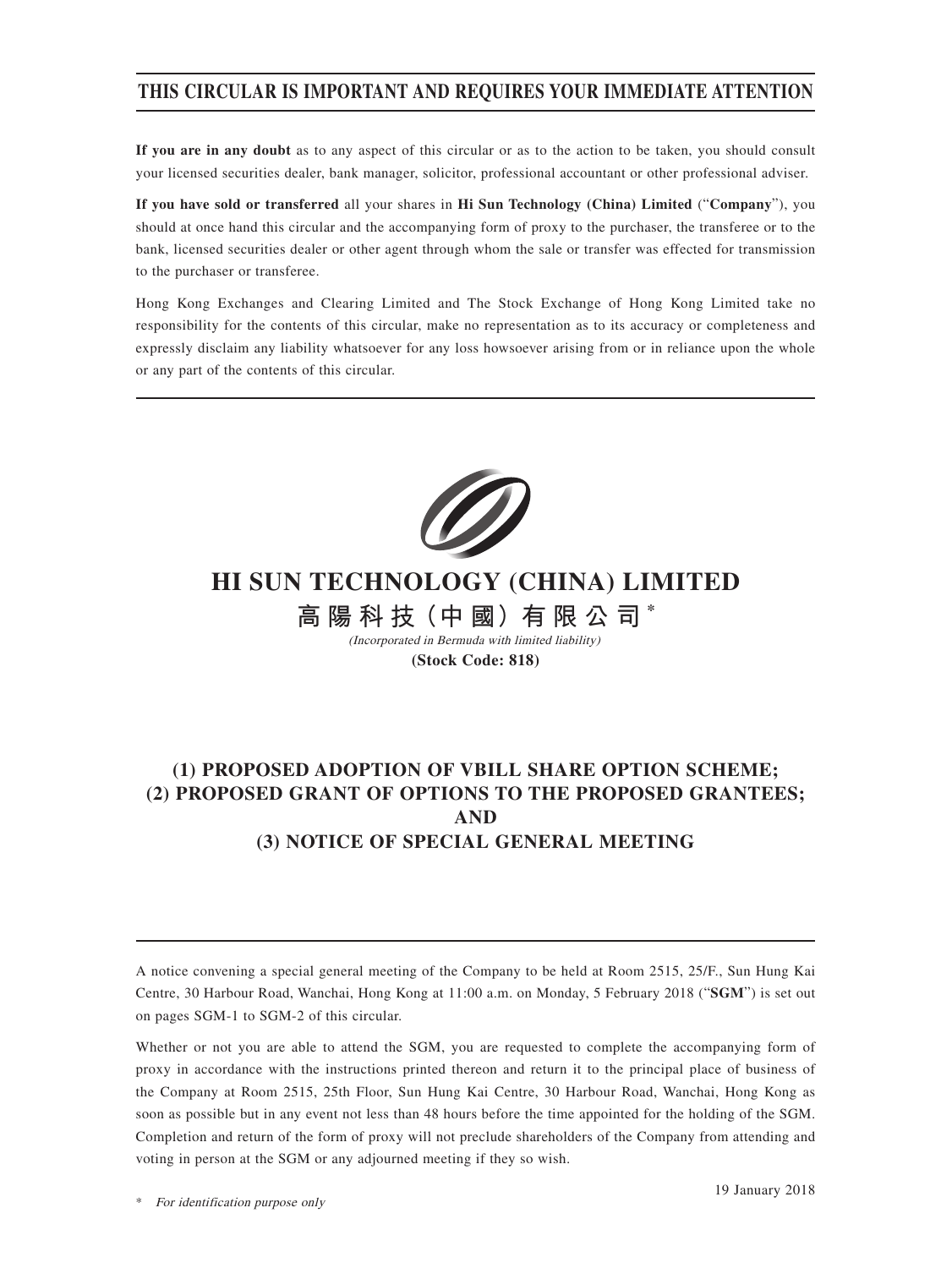## THIS CIRCULAR IS IMPORTANT AND REQUIRES YOUR IMMEDIATE ATTENTION

**If you are in any doubt** as to any aspect of this circular or as to the action to be taken, you should consult your licensed securities dealer, bank manager, solicitor, professional accountant or other professional adviser.

**If you have sold or transferred** all your shares in **Hi Sun Technology (China) Limited** ("**Company**"), you should at once hand this circular and the accompanying form of proxy to the purchaser, the transferee or to the bank, licensed securities dealer or other agent through whom the sale or transfer was effected for transmission to the purchaser or transferee.

Hong Kong Exchanges and Clearing Limited and The Stock Exchange of Hong Kong Limited take no responsibility for the contents of this circular, make no representation as to its accuracy or completeness and expressly disclaim any liability whatsoever for any loss howsoever arising from or in reliance upon the whole or any part of the contents of this circular.

# HI SUN TECHNOLOGY (CHINA) LIMITED

# 高陽科技（中國）有限公司*

*(Incorporated in Bermuda with limited liability)*

**(Stock Code: 818)**

## (1) PROPOSED ADOPTION OF VBILL SHARE OPTION SCHEME; (2) PROPOSED GRANT OF OPTIONS TO THE PROPOSED GRANTEES; AND (3) NOTICE OF SPECIAL GENERAL MEETING

A notice convening a special general meeting of the Company to be held at Room 2515, 25/F., Sun Hung Kai Centre, 30 Harbour Road, Wanchai, Hong Kong at 11:00 a.m. on Monday, 5 February 2018 ("**SGM**") is set out on pages SGM-1 to SGM-2 of this circular.

Whether or not you are able to attend the SGM, you are requested to complete the accompanying form of proxy in accordance with the instructions printed thereon and return it to the principal place of business of the Company at Room 2515, 25th Floor, Sun Hung Kai Centre, 30 Harbour Road, Wanchai, Hong Kong as soon as possible but in any event not less than 48 hours before the time appointed for the holding of the SGM. Completion and return of the form of proxy will not preclude shareholders of the Company from attending and voting in person at the SGM or any adjourned meeting if they so wish.

19 January 2018

\* *For identification purpose only*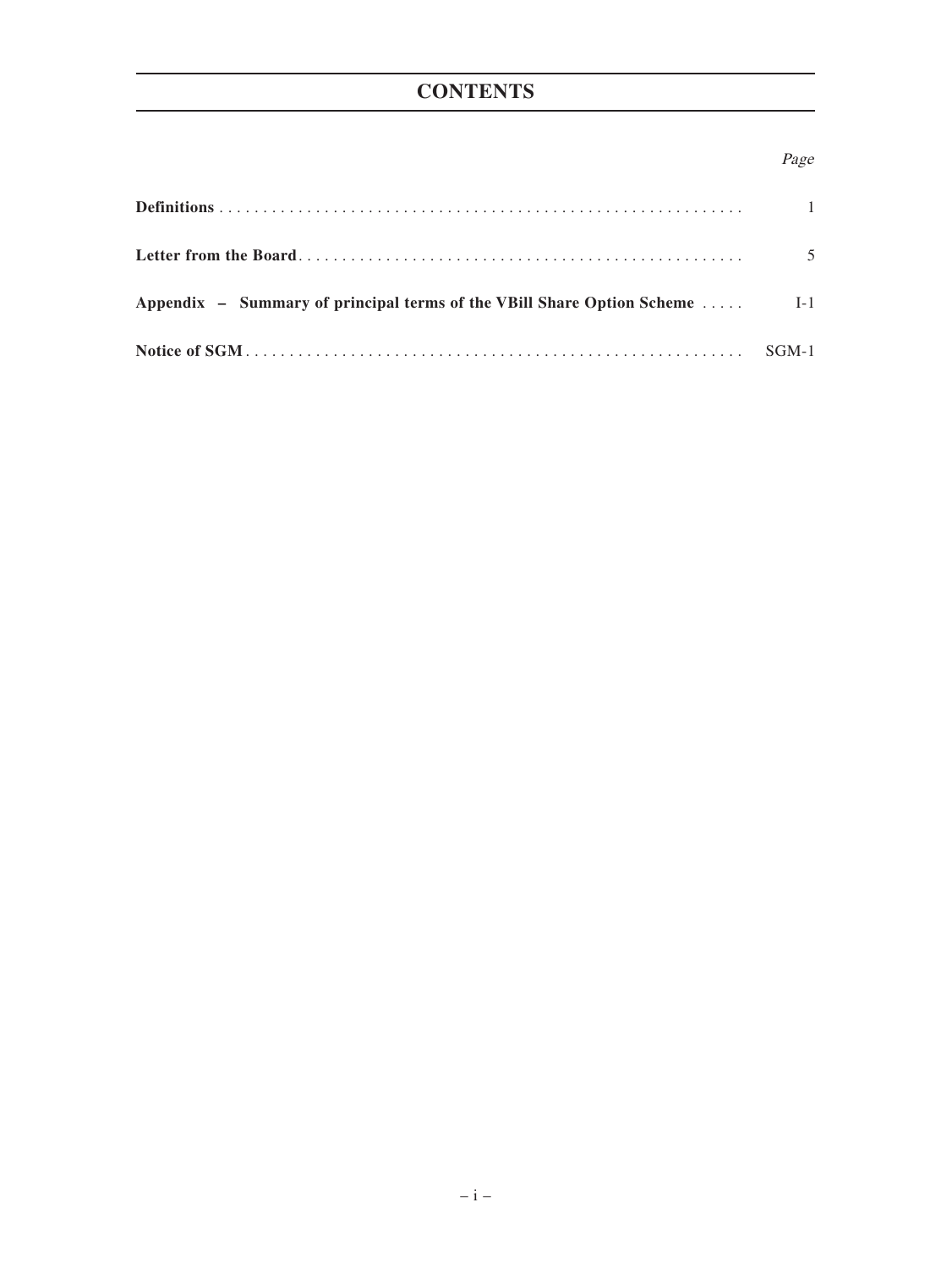# CONTENTS

| | *Page* |
|---|---|
| **Definitions** | 1 |
| **Letter from the Board** | 5 |
| **Appendix – Summary of principal terms of the VBill Share Option Scheme** | I-1 |
| **Notice of SGM** | SGM-1 |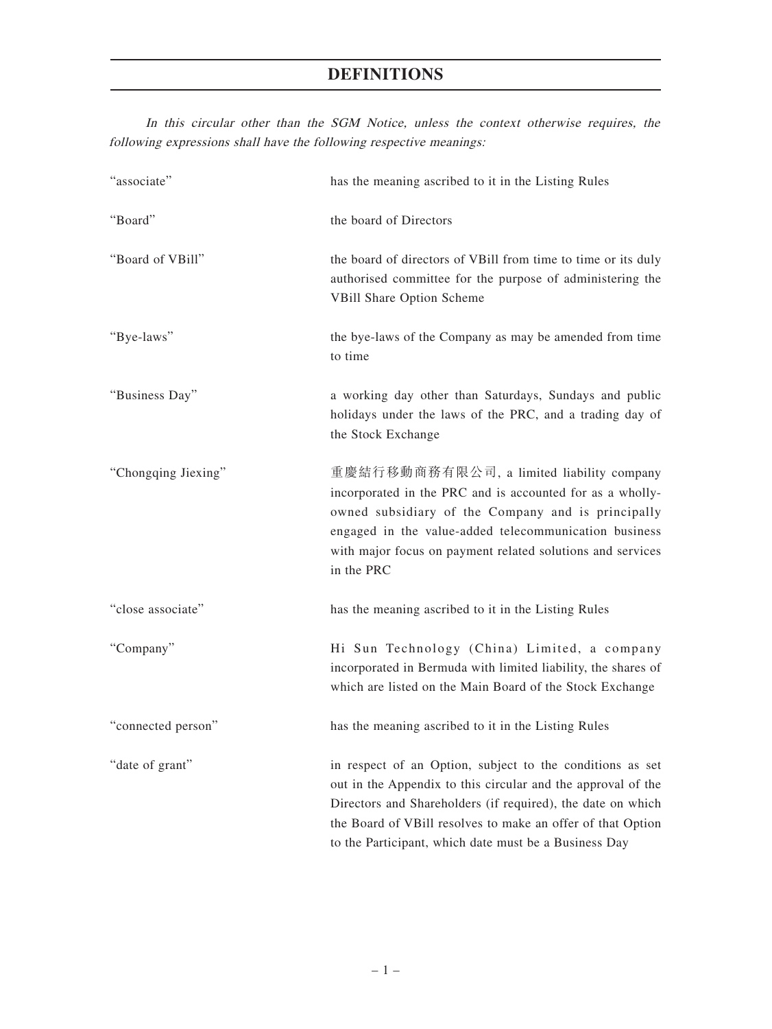# DEFINITIONS

*In this circular other than the SGM Notice, unless the context otherwise requires, the following expressions shall have the following respective meanings:*

| | |
|---|---|
| "associate" | has the meaning ascribed to it in the Listing Rules |
| "Board" | the board of Directors |
| "Board of VBill" | the board of directors of VBill from time to time or its duly authorised committee for the purpose of administering the VBill Share Option Scheme |
| "Bye-laws" | the bye-laws of the Company as may be amended from time to time |
| "Business Day" | a working day other than Saturdays, Sundays and public holidays under the laws of the PRC, and a trading day of the Stock Exchange |
| "Chongqing Jiexing" | 重慶結行移動商務有限公司, a limited liability company incorporated in the PRC and is accounted for as a wholly-owned subsidiary of the Company and is principally engaged in the value-added telecommunication business with major focus on payment related solutions and services in the PRC |
| "close associate" | has the meaning ascribed to it in the Listing Rules |
| "Company" | Hi Sun Technology (China) Limited, a company incorporated in Bermuda with limited liability, the shares of which are listed on the Main Board of the Stock Exchange |
| "connected person" | has the meaning ascribed to it in the Listing Rules |
| "date of grant" | in respect of an Option, subject to the conditions as set out in the Appendix to this circular and the approval of the Directors and Shareholders (if required), the date on which the Board of VBill resolves to make an offer of that Option to the Participant, which date must be a Business Day |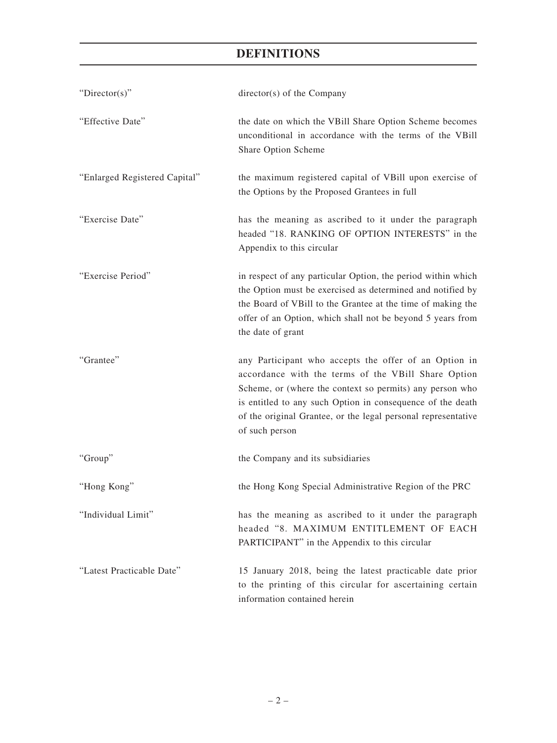# DEFINITIONS

| | |
|---|---|
| "Director(s)" | director(s) of the Company |
| "Effective Date" | the date on which the VBill Share Option Scheme becomes unconditional in accordance with the terms of the VBill Share Option Scheme |
| "Enlarged Registered Capital" | the maximum registered capital of VBill upon exercise of the Options by the Proposed Grantees in full |
| "Exercise Date" | has the meaning as ascribed to it under the paragraph headed "18. RANKING OF OPTION INTERESTS" in the Appendix to this circular |
| "Exercise Period" | in respect of any particular Option, the period within which the Option must be exercised as determined and notified by the Board of VBill to the Grantee at the time of making the offer of an Option, which shall not be beyond 5 years from the date of grant |
| "Grantee" | any Participant who accepts the offer of an Option in accordance with the terms of the VBill Share Option Scheme, or (where the context so permits) any person who is entitled to any such Option in consequence of the death of the original Grantee, or the legal personal representative of such person |
| "Group" | the Company and its subsidiaries |
| "Hong Kong" | the Hong Kong Special Administrative Region of the PRC |
| "Individual Limit" | has the meaning as ascribed to it under the paragraph headed "8. MAXIMUM ENTITLEMENT OF EACH PARTICIPANT" in the Appendix to this circular |
| "Latest Practicable Date" | 15 January 2018, being the latest practicable date prior to the printing of this circular for ascertaining certain information contained herein |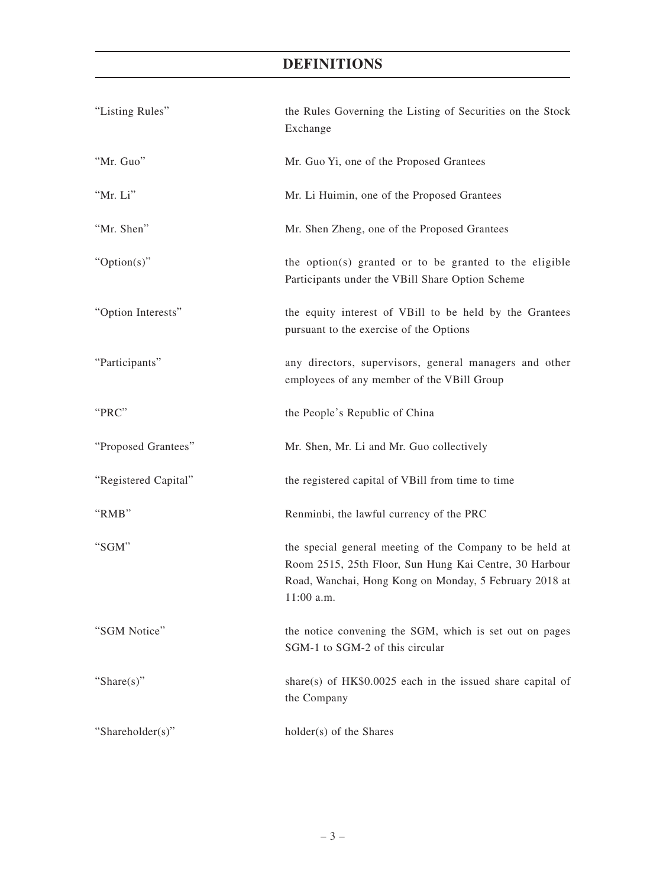# DEFINITIONS

| | |
|---|---|
| "Listing Rules" | the Rules Governing the Listing of Securities on the Stock Exchange |
| "Mr. Guo" | Mr. Guo Yi, one of the Proposed Grantees |
| "Mr. Li" | Mr. Li Huimin, one of the Proposed Grantees |
| "Mr. Shen" | Mr. Shen Zheng, one of the Proposed Grantees |
| "Option(s)" | the option(s) granted or to be granted to the eligible Participants under the VBill Share Option Scheme |
| "Option Interests" | the equity interest of VBill to be held by the Grantees pursuant to the exercise of the Options |
| "Participants" | any directors, supervisors, general managers and other employees of any member of the VBill Group |
| "PRC" | the People's Republic of China |
| "Proposed Grantees" | Mr. Shen, Mr. Li and Mr. Guo collectively |
| "Registered Capital" | the registered capital of VBill from time to time |
| "RMB" | Renminbi, the lawful currency of the PRC |
| "SGM" | the special general meeting of the Company to be held at Room 2515, 25th Floor, Sun Hung Kai Centre, 30 Harbour Road, Wanchai, Hong Kong on Monday, 5 February 2018 at 11:00 a.m. |
| "SGM Notice" | the notice convening the SGM, which is set out on pages SGM-1 to SGM-2 of this circular |
| "Share(s)" | share(s) of HK$0.0025 each in the issued share capital of the Company |
| "Shareholder(s)" | holder(s) of the Shares |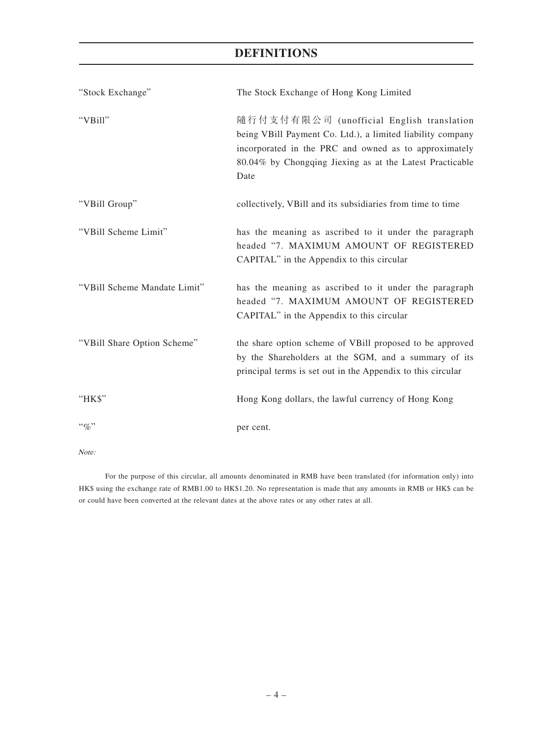# DEFINITIONS

| | |
|---|---|
| "Stock Exchange" | The Stock Exchange of Hong Kong Limited |
| "VBill" | 隨行付支付有限公司 (unofficial English translation being VBill Payment Co. Ltd.), a limited liability company incorporated in the PRC and owned as to approximately 80.04% by Chongqing Jiexing as at the Latest Practicable Date |
| "VBill Group" | collectively, VBill and its subsidiaries from time to time |
| "VBill Scheme Limit" | has the meaning as ascribed to it under the paragraph headed "7. MAXIMUM AMOUNT OF REGISTERED CAPITAL" in the Appendix to this circular |
| "VBill Scheme Mandate Limit" | has the meaning as ascribed to it under the paragraph headed "7. MAXIMUM AMOUNT OF REGISTERED CAPITAL" in the Appendix to this circular |
| "VBill Share Option Scheme" | the share option scheme of VBill proposed to be approved by the Shareholders at the SGM, and a summary of its principal terms is set out in the Appendix to this circular |
| "HK$" | Hong Kong dollars, the lawful currency of Hong Kong |
| "%" | per cent. |

*Note:*

For the purpose of this circular, all amounts denominated in RMB have been translated (for information only) into HK$ using the exchange rate of RMB1.00 to HK$1.20. No representation is made that any amounts in RMB or HK$ can be or could have been converted at the relevant dates at the above rates or any other rates at all.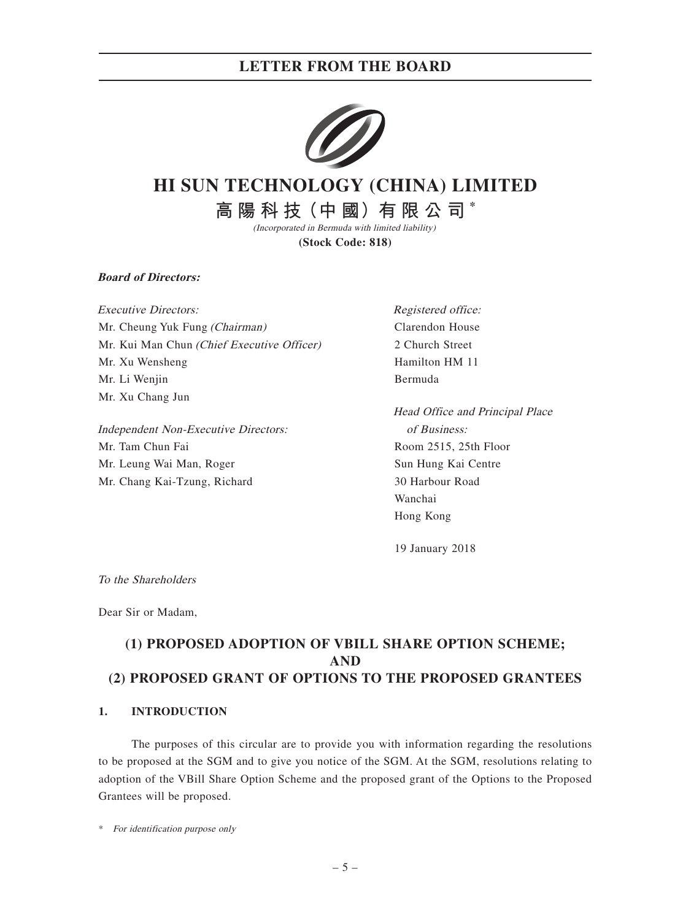# HI SUN TECHNOLOGY (CHINA) LIMITED

# 高陽科技（中國）有限公司 *

*(Incorporated in Bermuda with limited liability)*

**(Stock Code: 818)**

***Board of Directors:***

*Executive Directors:*
Mr. Cheung Yuk Fung *(Chairman)*
Mr. Kui Man Chun *(Chief Executive Officer)*
Mr. Xu Wensheng
Mr. Li Wenjin
Mr. Xu Chang Jun

*Independent Non-Executive Directors:*
Mr. Tam Chun Fai
Mr. Leung Wai Man, Roger
Mr. Chang Kai-Tzung, Richard

*Registered office:*
Clarendon House
2 Church Street
Hamilton HM 11
Bermuda

*Head Office and Principal Place of Business:*
Room 2515, 25th Floor
Sun Hung Kai Centre
30 Harbour Road
Wanchai
Hong Kong

19 January 2018

*To the Shareholders*

Dear Sir or Madam,

## (1) PROPOSED ADOPTION OF VBILL SHARE OPTION SCHEME; AND (2) PROPOSED GRANT OF OPTIONS TO THE PROPOSED GRANTEES

### 1. INTRODUCTION

The purposes of this circular are to provide you with information regarding the resolutions to be proposed at the SGM and to give you notice of the SGM. At the SGM, resolutions relating to adoption of the VBill Share Option Scheme and the proposed grant of the Options to the Proposed Grantees will be proposed.

\* *For identification purpose only*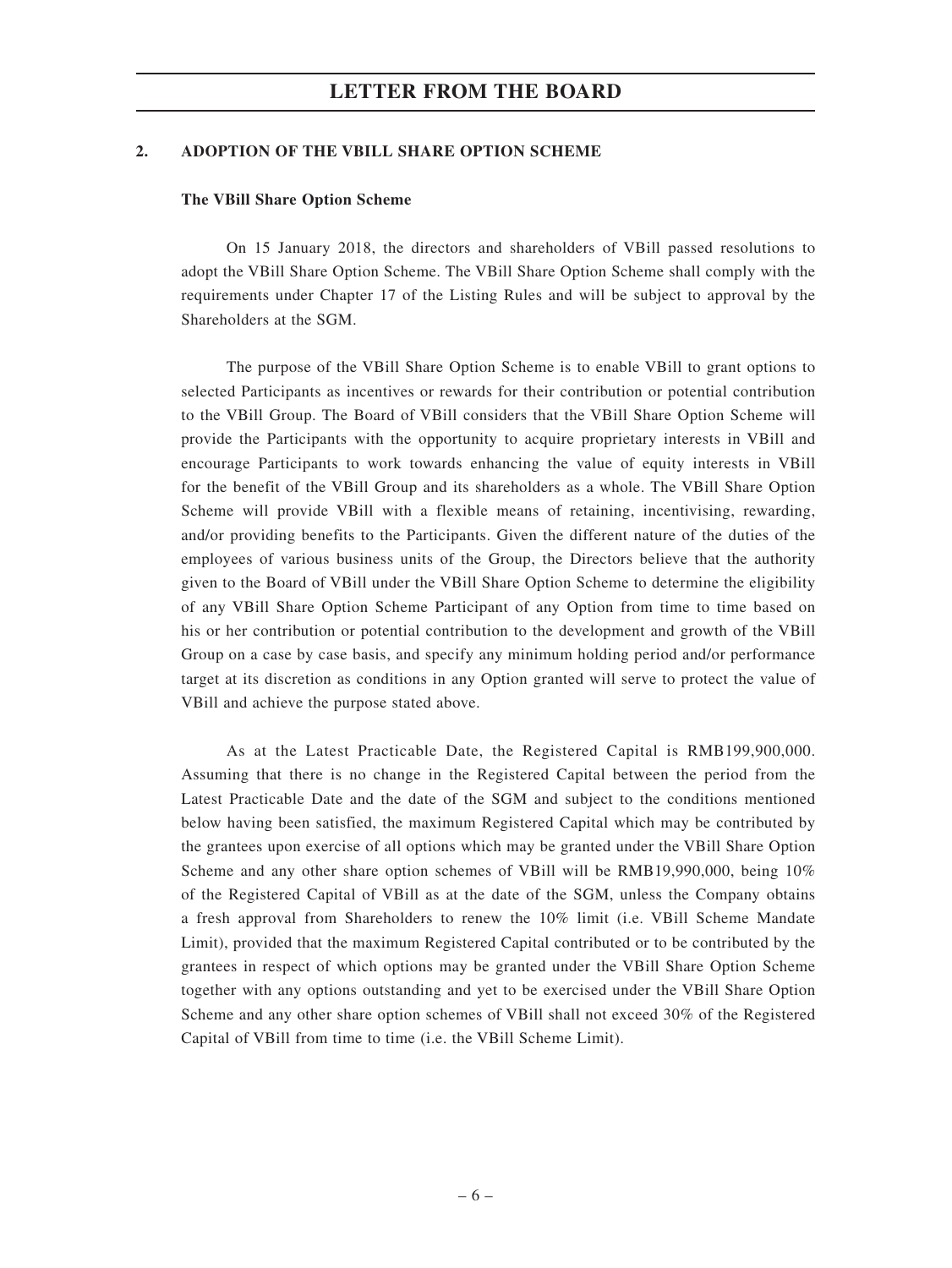## 2. ADOPTION OF THE VBILL SHARE OPTION SCHEME

### The VBill Share Option Scheme

On 15 January 2018, the directors and shareholders of VBill passed resolutions to adopt the VBill Share Option Scheme. The VBill Share Option Scheme shall comply with the requirements under Chapter 17 of the Listing Rules and will be subject to approval by the Shareholders at the SGM.

The purpose of the VBill Share Option Scheme is to enable VBill to grant options to selected Participants as incentives or rewards for their contribution or potential contribution to the VBill Group. The Board of VBill considers that the VBill Share Option Scheme will provide the Participants with the opportunity to acquire proprietary interests in VBill and encourage Participants to work towards enhancing the value of equity interests in VBill for the benefit of the VBill Group and its shareholders as a whole. The VBill Share Option Scheme will provide VBill with a flexible means of retaining, incentivising, rewarding, and/or providing benefits to the Participants. Given the different nature of the duties of the employees of various business units of the Group, the Directors believe that the authority given to the Board of VBill under the VBill Share Option Scheme to determine the eligibility of any VBill Share Option Scheme Participant of any Option from time to time based on his or her contribution or potential contribution to the development and growth of the VBill Group on a case by case basis, and specify any minimum holding period and/or performance target at its discretion as conditions in any Option granted will serve to protect the value of VBill and achieve the purpose stated above.

As at the Latest Practicable Date, the Registered Capital is RMB199,900,000. Assuming that there is no change in the Registered Capital between the period from the Latest Practicable Date and the date of the SGM and subject to the conditions mentioned below having been satisfied, the maximum Registered Capital which may be contributed by the grantees upon exercise of all options which may be granted under the VBill Share Option Scheme and any other share option schemes of VBill will be RMB19,990,000, being 10% of the Registered Capital of VBill as at the date of the SGM, unless the Company obtains a fresh approval from Shareholders to renew the 10% limit (i.e. VBill Scheme Mandate Limit), provided that the maximum Registered Capital contributed or to be contributed by the grantees in respect of which options may be granted under the VBill Share Option Scheme together with any options outstanding and yet to be exercised under the VBill Share Option Scheme and any other share option schemes of VBill shall not exceed 30% of the Registered Capital of VBill from time to time (i.e. the VBill Scheme Limit).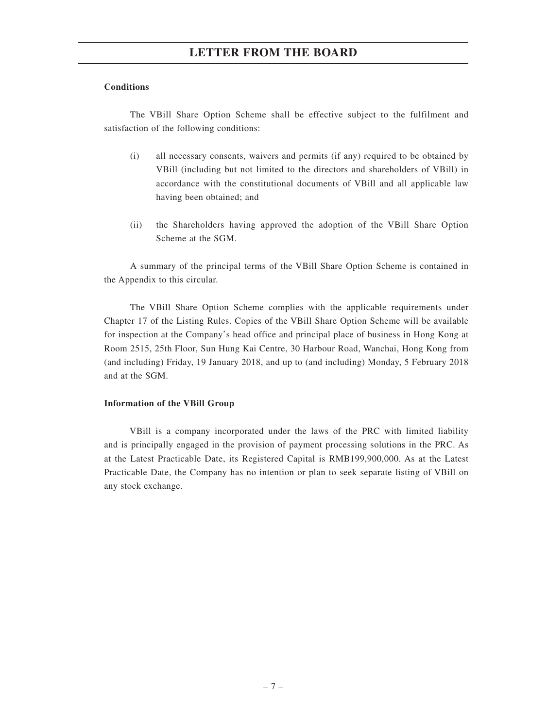**Conditions**

The VBill Share Option Scheme shall be effective subject to the fulfilment and satisfaction of the following conditions:

(i) all necessary consents, waivers and permits (if any) required to be obtained by VBill (including but not limited to the directors and shareholders of VBill) in accordance with the constitutional documents of VBill and all applicable law having been obtained; and

(ii) the Shareholders having approved the adoption of the VBill Share Option Scheme at the SGM.

A summary of the principal terms of the VBill Share Option Scheme is contained in the Appendix to this circular.

The VBill Share Option Scheme complies with the applicable requirements under Chapter 17 of the Listing Rules. Copies of the VBill Share Option Scheme will be available for inspection at the Company's head office and principal place of business in Hong Kong at Room 2515, 25th Floor, Sun Hung Kai Centre, 30 Harbour Road, Wanchai, Hong Kong from (and including) Friday, 19 January 2018, and up to (and including) Monday, 5 February 2018 and at the SGM.

**Information of the VBill Group**

VBill is a company incorporated under the laws of the PRC with limited liability and is principally engaged in the provision of payment processing solutions in the PRC. As at the Latest Practicable Date, its Registered Capital is RMB199,900,000. As at the Latest Practicable Date, the Company has no intention or plan to seek separate listing of VBill on any stock exchange.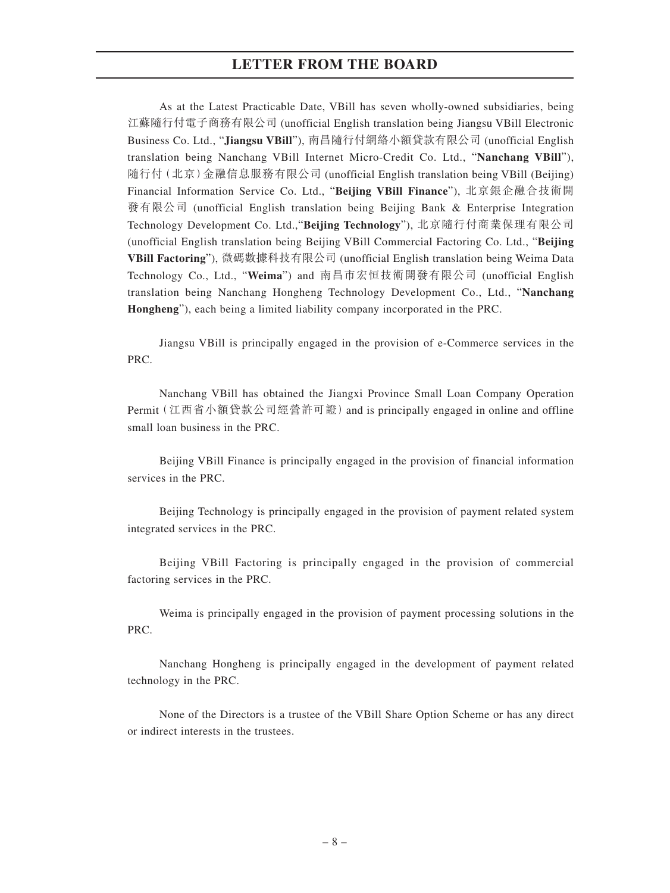As at the Latest Practicable Date, VBill has seven wholly-owned subsidiaries, being 江蘇隨行付電子商務有限公司 (unofficial English translation being Jiangsu VBill Electronic Business Co. Ltd., "**Jiangsu VBill**"), 南昌隨行付網絡小額貸款有限公司 (unofficial English translation being Nanchang VBill Internet Micro-Credit Co. Ltd., "**Nanchang VBill**"), 隨行付（北京）金融信息服務有限公司 (unofficial English translation being VBill (Beijing) Financial Information Service Co. Ltd., "**Beijing VBill Finance**"), 北京銀企融合技術開發有限公司 (unofficial English translation being Beijing Bank & Enterprise Integration Technology Development Co. Ltd.,"**Beijing Technology**"), 北京隨行付商業保理有限公司 (unofficial English translation being Beijing VBill Commercial Factoring Co. Ltd., "**Beijing VBill Factoring**"), 微碼數據科技有限公司 (unofficial English translation being Weima Data Technology Co., Ltd., "**Weima**") and 南昌市宏恒技術開發有限公司 (unofficial English translation being Nanchang Hongheng Technology Development Co., Ltd., "**Nanchang Hongheng**"), each being a limited liability company incorporated in the PRC.

Jiangsu VBill is principally engaged in the provision of e-Commerce services in the PRC.

Nanchang VBill has obtained the Jiangxi Province Small Loan Company Operation Permit（江西省小額貸款公司經營許可證）and is principally engaged in online and offline small loan business in the PRC.

Beijing VBill Finance is principally engaged in the provision of financial information services in the PRC.

Beijing Technology is principally engaged in the provision of payment related system integrated services in the PRC.

Beijing VBill Factoring is principally engaged in the provision of commercial factoring services in the PRC.

Weima is principally engaged in the provision of payment processing solutions in the PRC.

Nanchang Hongheng is principally engaged in the development of payment related technology in the PRC.

None of the Directors is a trustee of the VBill Share Option Scheme or has any direct or indirect interests in the trustees.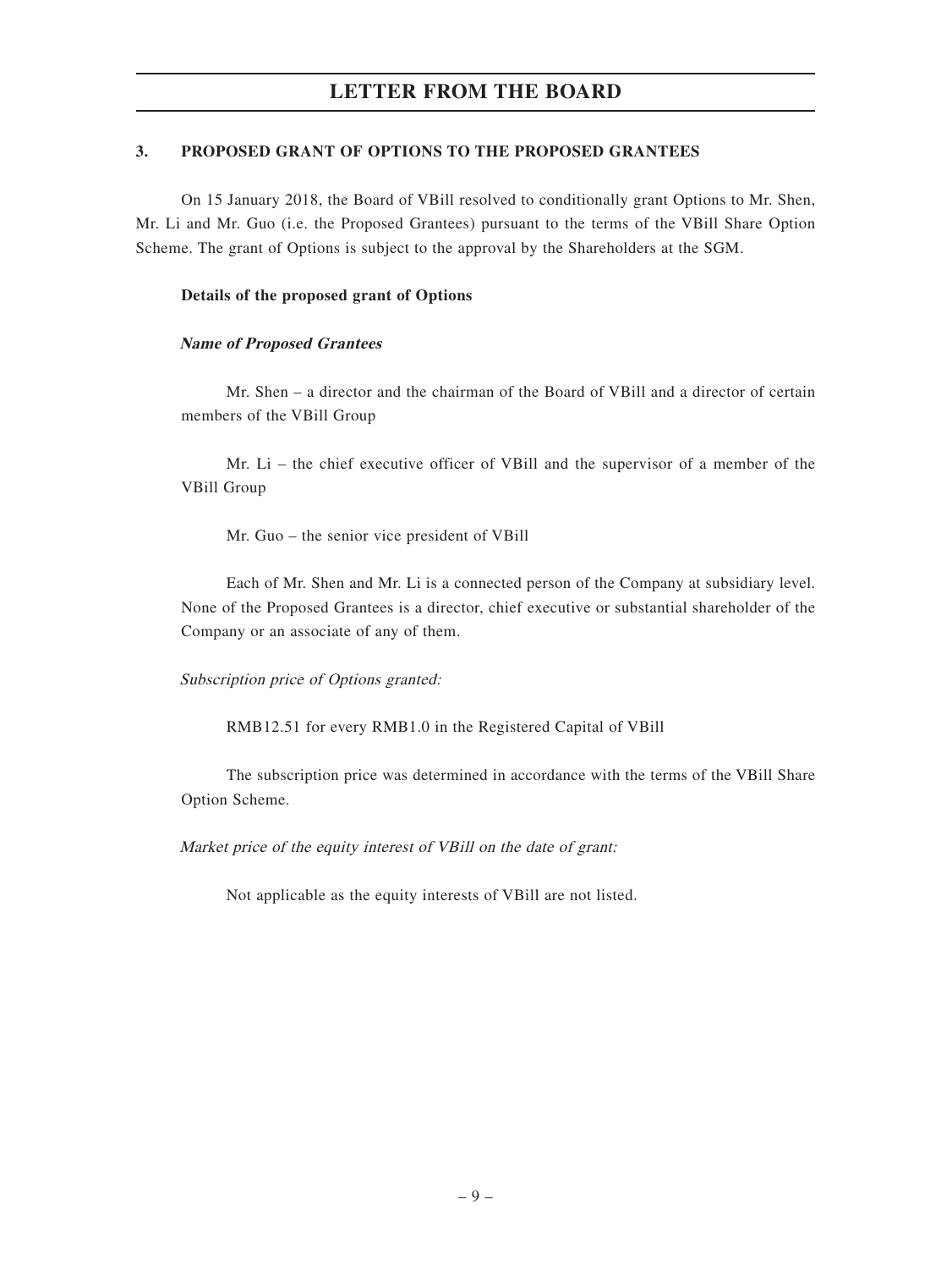## 3. PROPOSED GRANT OF OPTIONS TO THE PROPOSED GRANTEES

On 15 January 2018, the Board of VBill resolved to conditionally grant Options to Mr. Shen, Mr. Li and Mr. Guo (i.e. the Proposed Grantees) pursuant to the terms of the VBill Share Option Scheme. The grant of Options is subject to the approval by the Shareholders at the SGM.

### Details of the proposed grant of Options

***Name of Proposed Grantees***

Mr. Shen – a director and the chairman of the Board of VBill and a director of certain members of the VBill Group

Mr. Li – the chief executive officer of VBill and the supervisor of a member of the VBill Group

Mr. Guo – the senior vice president of VBill

Each of Mr. Shen and Mr. Li is a connected person of the Company at subsidiary level. None of the Proposed Grantees is a director, chief executive or substantial shareholder of the Company or an associate of any of them.

*Subscription price of Options granted:*

RMB12.51 for every RMB1.0 in the Registered Capital of VBill

The subscription price was determined in accordance with the terms of the VBill Share Option Scheme.

*Market price of the equity interest of VBill on the date of grant:*

Not applicable as the equity interests of VBill are not listed.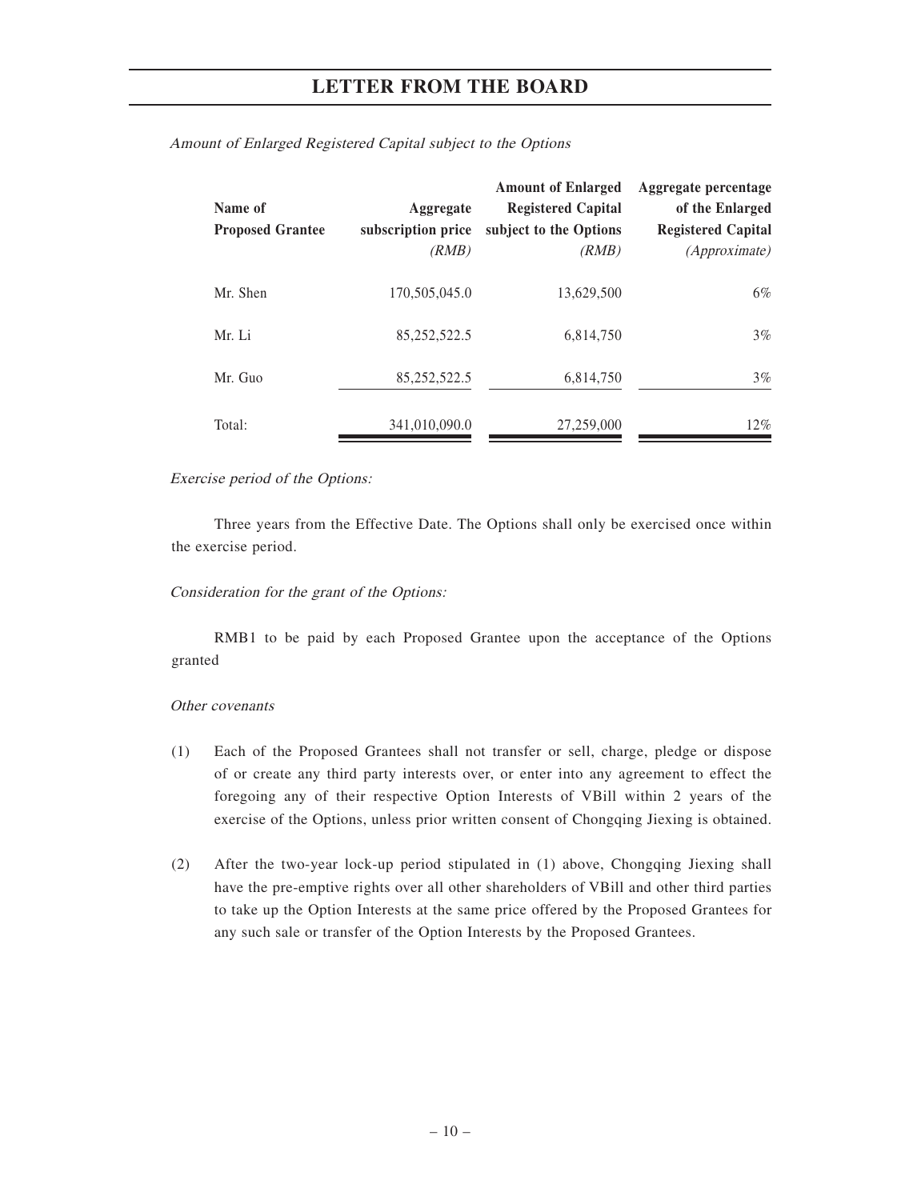*Amount of Enlarged Registered Capital subject to the Options*

| Name of Proposed Grantee | Aggregate subscription price *(RMB)* | Amount of Enlarged Registered Capital subject to the Options *(RMB)* | Aggregate percentage of the Enlarged Registered Capital *(Approximate)* |
|---|---|---|---|
| Mr. Shen | 170,505,045.0 | 13,629,500 | 6% |
| Mr. Li | 85,252,522.5 | 6,814,750 | 3% |
| Mr. Guo | 85,252,522.5 | 6,814,750 | 3% |
| Total: | 341,010,090.0 | 27,259,000 | 12% |

*Exercise period of the Options:*

Three years from the Effective Date. The Options shall only be exercised once within the exercise period.

*Consideration for the grant of the Options:*

RMB1 to be paid by each Proposed Grantee upon the acceptance of the Options granted

*Other covenants*

(1) Each of the Proposed Grantees shall not transfer or sell, charge, pledge or dispose of or create any third party interests over, or enter into any agreement to effect the foregoing any of their respective Option Interests of VBill within 2 years of the exercise of the Options, unless prior written consent of Chongqing Jiexing is obtained.

(2) After the two-year lock-up period stipulated in (1) above, Chongqing Jiexing shall have the pre-emptive rights over all other shareholders of VBill and other third parties to take up the Option Interests at the same price offered by the Proposed Grantees for any such sale or transfer of the Option Interests by the Proposed Grantees.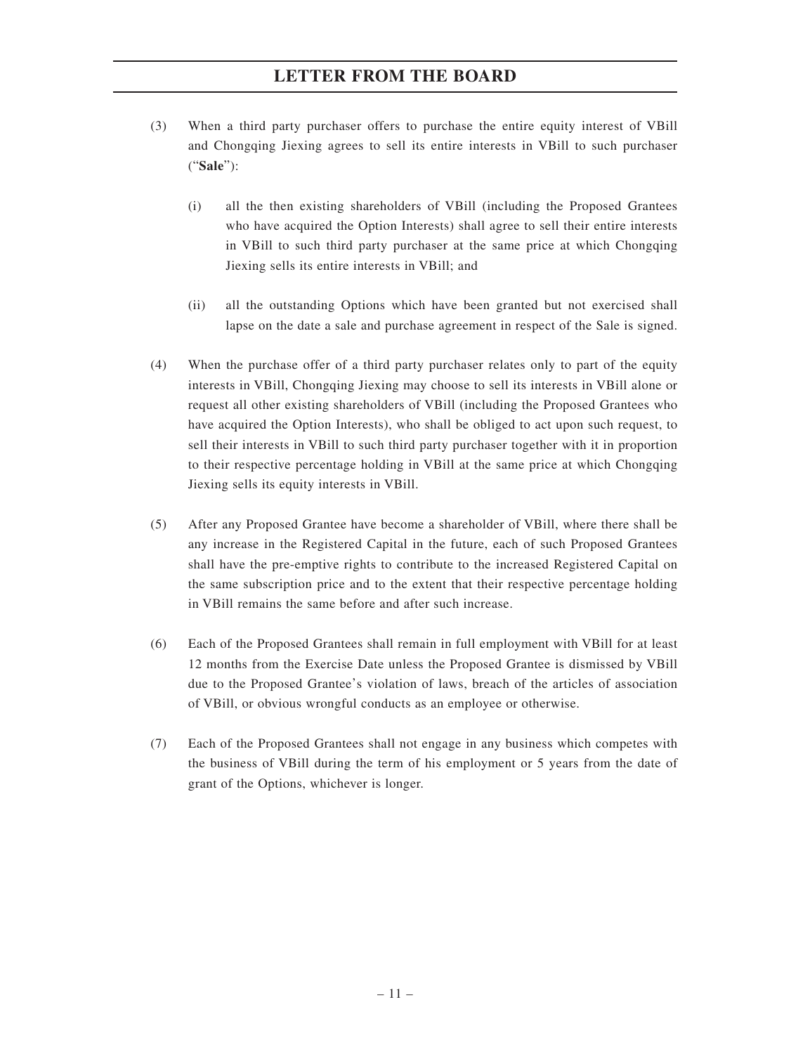(3) When a third party purchaser offers to purchase the entire equity interest of VBill and Chongqing Jiexing agrees to sell its entire interests in VBill to such purchaser ("**Sale**"):

   (i) all the then existing shareholders of VBill (including the Proposed Grantees who have acquired the Option Interests) shall agree to sell their entire interests in VBill to such third party purchaser at the same price at which Chongqing Jiexing sells its entire interests in VBill; and

   (ii) all the outstanding Options which have been granted but not exercised shall lapse on the date a sale and purchase agreement in respect of the Sale is signed.

(4) When the purchase offer of a third party purchaser relates only to part of the equity interests in VBill, Chongqing Jiexing may choose to sell its interests in VBill alone or request all other existing shareholders of VBill (including the Proposed Grantees who have acquired the Option Interests), who shall be obliged to act upon such request, to sell their interests in VBill to such third party purchaser together with it in proportion to their respective percentage holding in VBill at the same price at which Chongqing Jiexing sells its equity interests in VBill.

(5) After any Proposed Grantee have become a shareholder of VBill, where there shall be any increase in the Registered Capital in the future, each of such Proposed Grantees shall have the pre-emptive rights to contribute to the increased Registered Capital on the same subscription price and to the extent that their respective percentage holding in VBill remains the same before and after such increase.

(6) Each of the Proposed Grantees shall remain in full employment with VBill for at least 12 months from the Exercise Date unless the Proposed Grantee is dismissed by VBill due to the Proposed Grantee's violation of laws, breach of the articles of association of VBill, or obvious wrongful conducts as an employee or otherwise.

(7) Each of the Proposed Grantees shall not engage in any business which competes with the business of VBill during the term of his employment or 5 years from the date of grant of the Options, whichever is longer.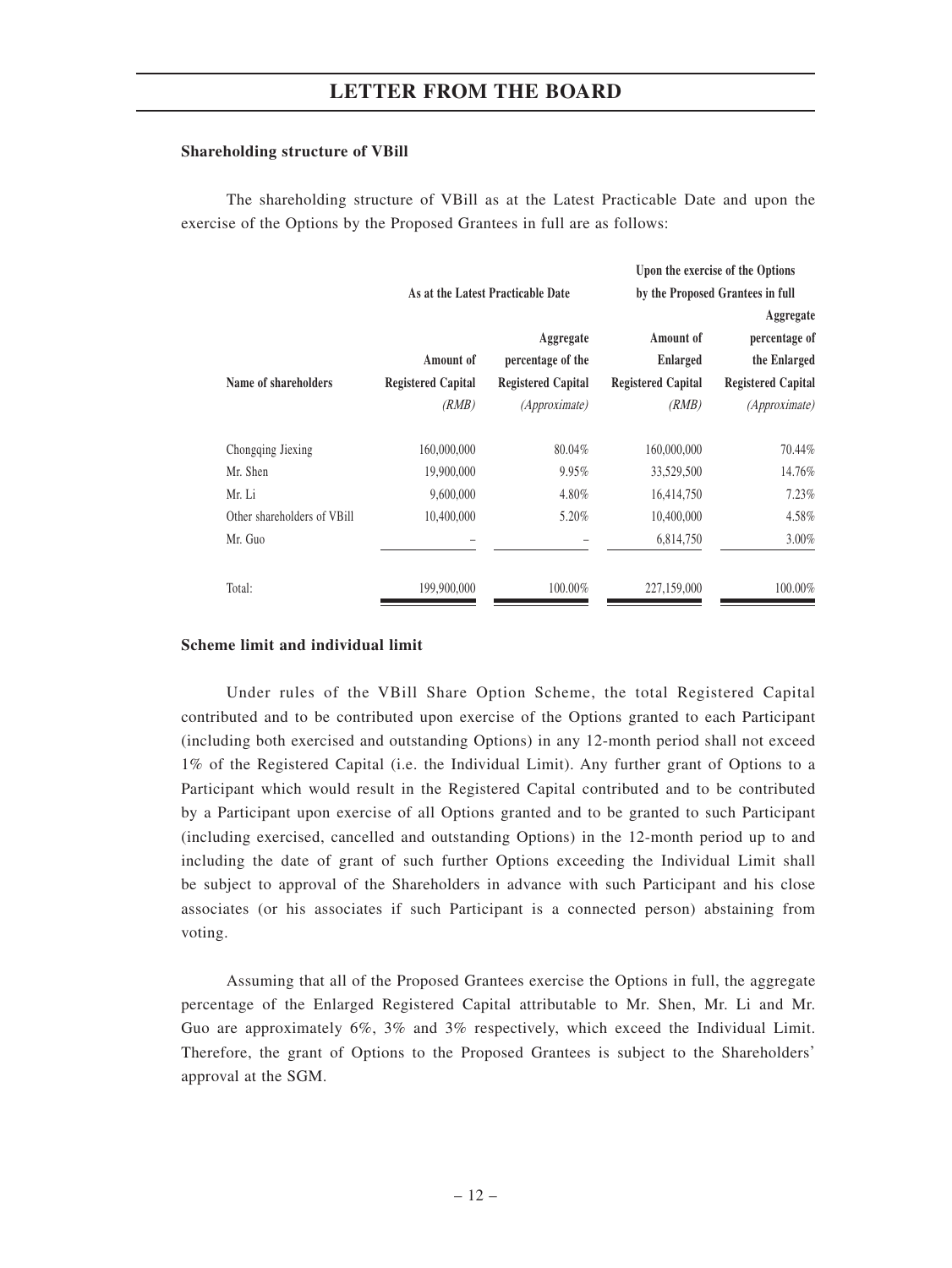### Shareholding structure of VBill

The shareholding structure of VBill as at the Latest Practicable Date and upon the exercise of the Options by the Proposed Grantees in full are as follows:

| Name of shareholders | As at the Latest Practicable Date | | Upon the exercise of the Options by the Proposed Grantees in full | |
|---|---|---|---|---|
| | Amount of Registered Capital *(RMB)* | Aggregate percentage of the Registered Capital *(Approximate)* | Amount of Enlarged Registered Capital *(RMB)* | Aggregate percentage of the Enlarged Registered Capital *(Approximate)* |
| Chongqing Jiexing | 160,000,000 | 80.04% | 160,000,000 | 70.44% |
| Mr. Shen | 19,900,000 | 9.95% | 33,529,500 | 14.76% |
| Mr. Li | 9,600,000 | 4.80% | 16,414,750 | 7.23% |
| Other shareholders of VBill | 10,400,000 | 5.20% | 10,400,000 | 4.58% |
| Mr. Guo | – | – | 6,814,750 | 3.00% |
| Total: | 199,900,000 | 100.00% | 227,159,000 | 100.00% |

### Scheme limit and individual limit

Under rules of the VBill Share Option Scheme, the total Registered Capital contributed and to be contributed upon exercise of the Options granted to each Participant (including both exercised and outstanding Options) in any 12-month period shall not exceed 1% of the Registered Capital (i.e. the Individual Limit). Any further grant of Options to a Participant which would result in the Registered Capital contributed and to be contributed by a Participant upon exercise of all Options granted and to be granted to such Participant (including exercised, cancelled and outstanding Options) in the 12-month period up to and including the date of grant of such further Options exceeding the Individual Limit shall be subject to approval of the Shareholders in advance with such Participant and his close associates (or his associates if such Participant is a connected person) abstaining from voting.

Assuming that all of the Proposed Grantees exercise the Options in full, the aggregate percentage of the Enlarged Registered Capital attributable to Mr. Shen, Mr. Li and Mr. Guo are approximately 6%, 3% and 3% respectively, which exceed the Individual Limit. Therefore, the grant of Options to the Proposed Grantees is subject to the Shareholders' approval at the SGM.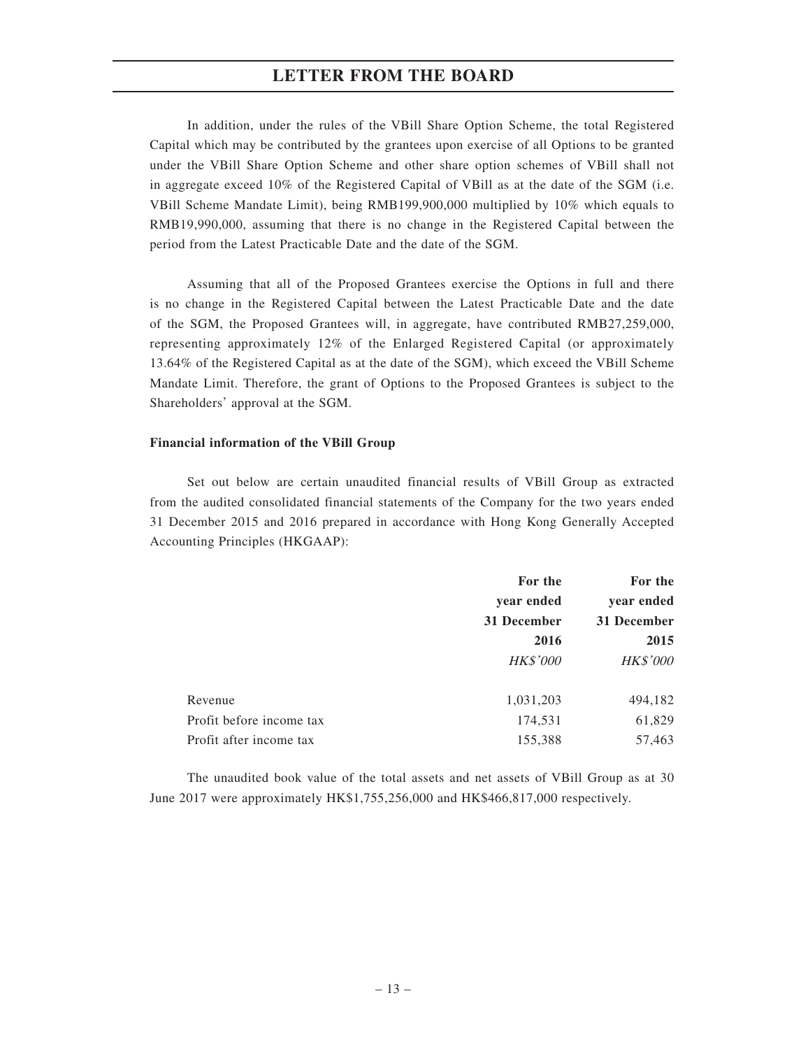In addition, under the rules of the VBill Share Option Scheme, the total Registered Capital which may be contributed by the grantees upon exercise of all Options to be granted under the VBill Share Option Scheme and other share option schemes of VBill shall not in aggregate exceed 10% of the Registered Capital of VBill as at the date of the SGM (i.e. VBill Scheme Mandate Limit), being RMB199,900,000 multiplied by 10% which equals to RMB19,990,000, assuming that there is no change in the Registered Capital between the period from the Latest Practicable Date and the date of the SGM.

Assuming that all of the Proposed Grantees exercise the Options in full and there is no change in the Registered Capital between the Latest Practicable Date and the date of the SGM, the Proposed Grantees will, in aggregate, have contributed RMB27,259,000, representing approximately 12% of the Enlarged Registered Capital (or approximately 13.64% of the Registered Capital as at the date of the SGM), which exceed the VBill Scheme Mandate Limit. Therefore, the grant of Options to the Proposed Grantees is subject to the Shareholders' approval at the SGM.

**Financial information of the VBill Group**

Set out below are certain unaudited financial results of VBill Group as extracted from the audited consolidated financial statements of the Company for the two years ended 31 December 2015 and 2016 prepared in accordance with Hong Kong Generally Accepted Accounting Principles (HKGAAP):

| | For the year ended 31 December 2016 | For the year ended 31 December 2015 |
|---|---|---|
| | *HK$'000* | *HK$'000* |
| Revenue | 1,031,203 | 494,182 |
| Profit before income tax | 174,531 | 61,829 |
| Profit after income tax | 155,388 | 57,463 |

The unaudited book value of the total assets and net assets of VBill Group as at 30 June 2017 were approximately HK$1,755,256,000 and HK$466,817,000 respectively.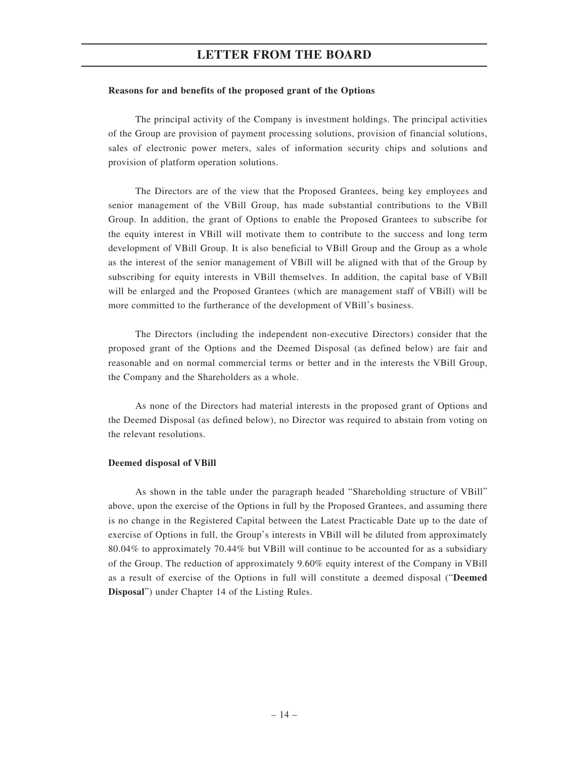**Reasons for and benefits of the proposed grant of the Options**

The principal activity of the Company is investment holdings. The principal activities of the Group are provision of payment processing solutions, provision of financial solutions, sales of electronic power meters, sales of information security chips and solutions and provision of platform operation solutions.

The Directors are of the view that the Proposed Grantees, being key employees and senior management of the VBill Group, has made substantial contributions to the VBill Group. In addition, the grant of Options to enable the Proposed Grantees to subscribe for the equity interest in VBill will motivate them to contribute to the success and long term development of VBill Group. It is also beneficial to VBill Group and the Group as a whole as the interest of the senior management of VBill will be aligned with that of the Group by subscribing for equity interests in VBill themselves. In addition, the capital base of VBill will be enlarged and the Proposed Grantees (which are management staff of VBill) will be more committed to the furtherance of the development of VBill's business.

The Directors (including the independent non-executive Directors) consider that the proposed grant of the Options and the Deemed Disposal (as defined below) are fair and reasonable and on normal commercial terms or better and in the interests the VBill Group, the Company and the Shareholders as a whole.

As none of the Directors had material interests in the proposed grant of Options and the Deemed Disposal (as defined below), no Director was required to abstain from voting on the relevant resolutions.

**Deemed disposal of VBill**

As shown in the table under the paragraph headed "Shareholding structure of VBill" above, upon the exercise of the Options in full by the Proposed Grantees, and assuming there is no change in the Registered Capital between the Latest Practicable Date up to the date of exercise of Options in full, the Group's interests in VBill will be diluted from approximately 80.04% to approximately 70.44% but VBill will continue to be accounted for as a subsidiary of the Group. The reduction of approximately 9.60% equity interest of the Company in VBill as a result of exercise of the Options in full will constitute a deemed disposal ("**Deemed Disposal**") under Chapter 14 of the Listing Rules.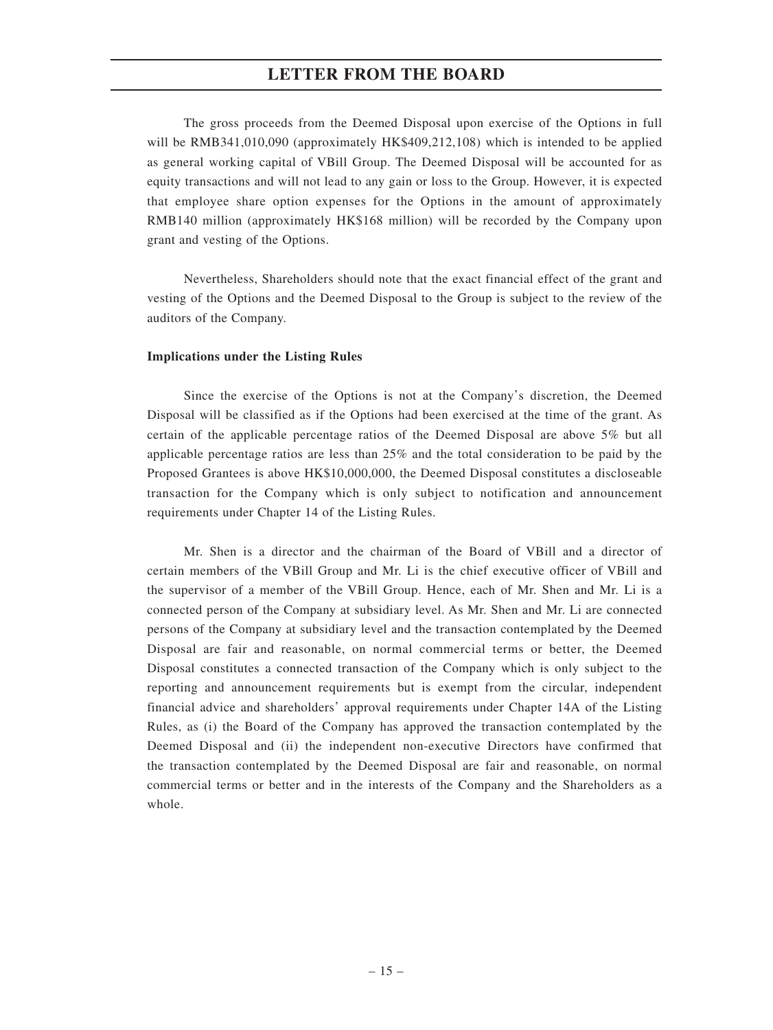The gross proceeds from the Deemed Disposal upon exercise of the Options in full will be RMB341,010,090 (approximately HK$409,212,108) which is intended to be applied as general working capital of VBill Group. The Deemed Disposal will be accounted for as equity transactions and will not lead to any gain or loss to the Group. However, it is expected that employee share option expenses for the Options in the amount of approximately RMB140 million (approximately HK$168 million) will be recorded by the Company upon grant and vesting of the Options.

Nevertheless, Shareholders should note that the exact financial effect of the grant and vesting of the Options and the Deemed Disposal to the Group is subject to the review of the auditors of the Company.

**Implications under the Listing Rules**

Since the exercise of the Options is not at the Company's discretion, the Deemed Disposal will be classified as if the Options had been exercised at the time of the grant. As certain of the applicable percentage ratios of the Deemed Disposal are above 5% but all applicable percentage ratios are less than 25% and the total consideration to be paid by the Proposed Grantees is above HK$10,000,000, the Deemed Disposal constitutes a discloseable transaction for the Company which is only subject to notification and announcement requirements under Chapter 14 of the Listing Rules.

Mr. Shen is a director and the chairman of the Board of VBill and a director of certain members of the VBill Group and Mr. Li is the chief executive officer of VBill and the supervisor of a member of the VBill Group. Hence, each of Mr. Shen and Mr. Li is a connected person of the Company at subsidiary level. As Mr. Shen and Mr. Li are connected persons of the Company at subsidiary level and the transaction contemplated by the Deemed Disposal are fair and reasonable, on normal commercial terms or better, the Deemed Disposal constitutes a connected transaction of the Company which is only subject to the reporting and announcement requirements but is exempt from the circular, independent financial advice and shareholders' approval requirements under Chapter 14A of the Listing Rules, as (i) the Board of the Company has approved the transaction contemplated by the Deemed Disposal and (ii) the independent non-executive Directors have confirmed that the transaction contemplated by the Deemed Disposal are fair and reasonable, on normal commercial terms or better and in the interests of the Company and the Shareholders as a whole.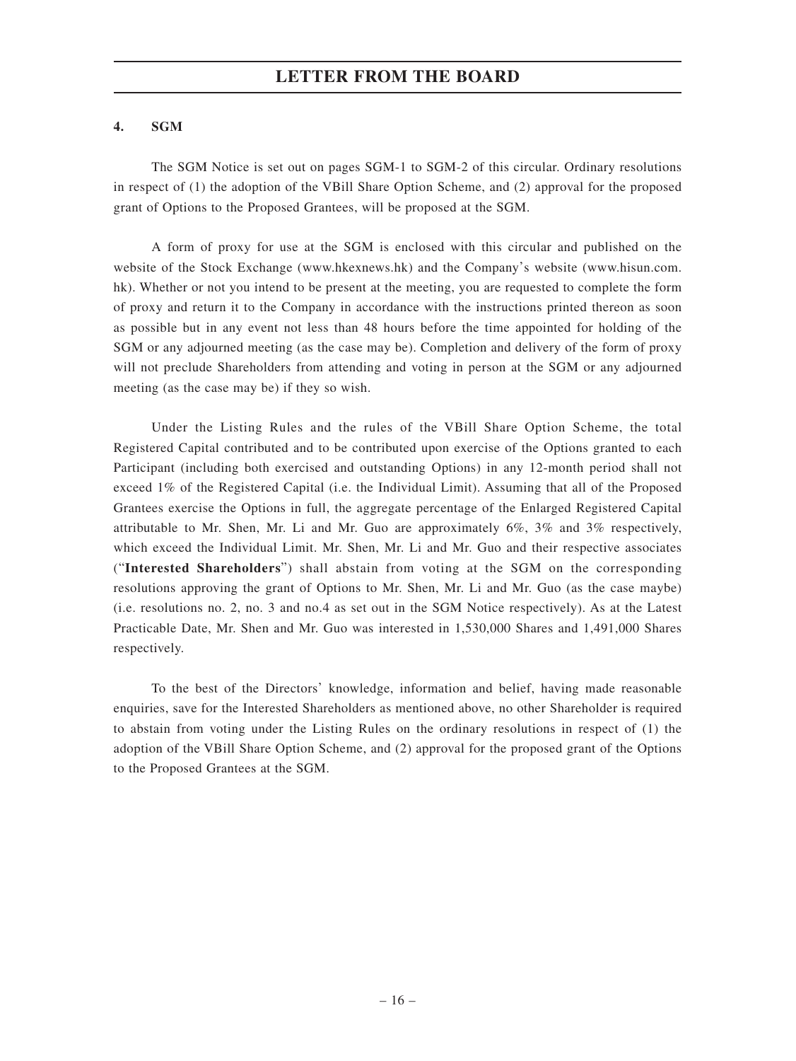## LETTER FROM THE BOARD

### 4. SGM

The SGM Notice is set out on pages SGM-1 to SGM-2 of this circular. Ordinary resolutions in respect of (1) the adoption of the VBill Share Option Scheme, and (2) approval for the proposed grant of Options to the Proposed Grantees, will be proposed at the SGM.

A form of proxy for use at the SGM is enclosed with this circular and published on the website of the Stock Exchange (www.hkexnews.hk) and the Company's website (www.hisun.com.hk). Whether or not you intend to be present at the meeting, you are requested to complete the form of proxy and return it to the Company in accordance with the instructions printed thereon as soon as possible but in any event not less than 48 hours before the time appointed for holding of the SGM or any adjourned meeting (as the case may be). Completion and delivery of the form of proxy will not preclude Shareholders from attending and voting in person at the SGM or any adjourned meeting (as the case may be) if they so wish.

Under the Listing Rules and the rules of the VBill Share Option Scheme, the total Registered Capital contributed and to be contributed upon exercise of the Options granted to each Participant (including both exercised and outstanding Options) in any 12-month period shall not exceed 1% of the Registered Capital (i.e. the Individual Limit). Assuming that all of the Proposed Grantees exercise the Options in full, the aggregate percentage of the Enlarged Registered Capital attributable to Mr. Shen, Mr. Li and Mr. Guo are approximately 6%, 3% and 3% respectively, which exceed the Individual Limit. Mr. Shen, Mr. Li and Mr. Guo and their respective associates ("**Interested Shareholders**") shall abstain from voting at the SGM on the corresponding resolutions approving the grant of Options to Mr. Shen, Mr. Li and Mr. Guo (as the case maybe) (i.e. resolutions no. 2, no. 3 and no.4 as set out in the SGM Notice respectively). As at the Latest Practicable Date, Mr. Shen and Mr. Guo was interested in 1,530,000 Shares and 1,491,000 Shares respectively.

To the best of the Directors' knowledge, information and belief, having made reasonable enquiries, save for the Interested Shareholders as mentioned above, no other Shareholder is required to abstain from voting under the Listing Rules on the ordinary resolutions in respect of (1) the adoption of the VBill Share Option Scheme, and (2) approval for the proposed grant of the Options to the Proposed Grantees at the SGM.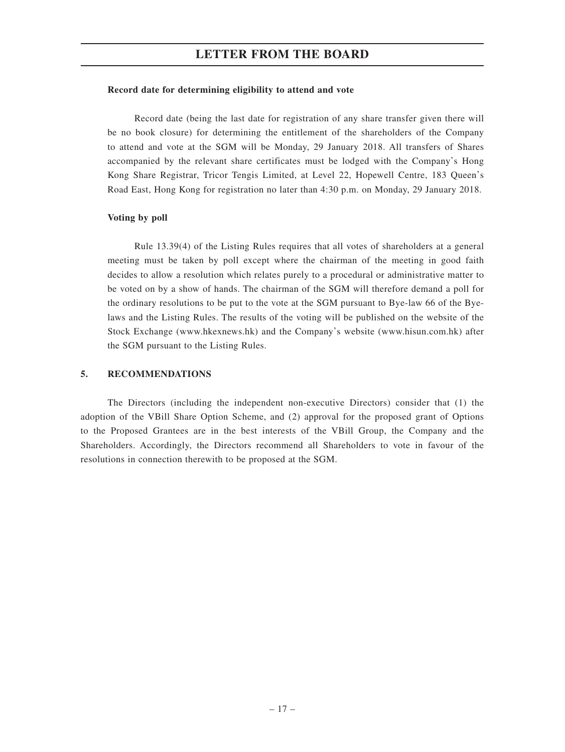**Record date for determining eligibility to attend and vote**

Record date (being the last date for registration of any share transfer given there will be no book closure) for determining the entitlement of the shareholders of the Company to attend and vote at the SGM will be Monday, 29 January 2018. All transfers of Shares accompanied by the relevant share certificates must be lodged with the Company's Hong Kong Share Registrar, Tricor Tengis Limited, at Level 22, Hopewell Centre, 183 Queen's Road East, Hong Kong for registration no later than 4:30 p.m. on Monday, 29 January 2018.

**Voting by poll**

Rule 13.39(4) of the Listing Rules requires that all votes of shareholders at a general meeting must be taken by poll except where the chairman of the meeting in good faith decides to allow a resolution which relates purely to a procedural or administrative matter to be voted on by a show of hands. The chairman of the SGM will therefore demand a poll for the ordinary resolutions to be put to the vote at the SGM pursuant to Bye-law 66 of the Bye-laws and the Listing Rules. The results of the voting will be published on the website of the Stock Exchange (www.hkexnews.hk) and the Company's website (www.hisun.com.hk) after the SGM pursuant to the Listing Rules.

## 5. RECOMMENDATIONS

The Directors (including the independent non-executive Directors) consider that (1) the adoption of the VBill Share Option Scheme, and (2) approval for the proposed grant of Options to the Proposed Grantees are in the best interests of the VBill Group, the Company and the Shareholders. Accordingly, the Directors recommend all Shareholders to vote in favour of the resolutions in connection therewith to be proposed at the SGM.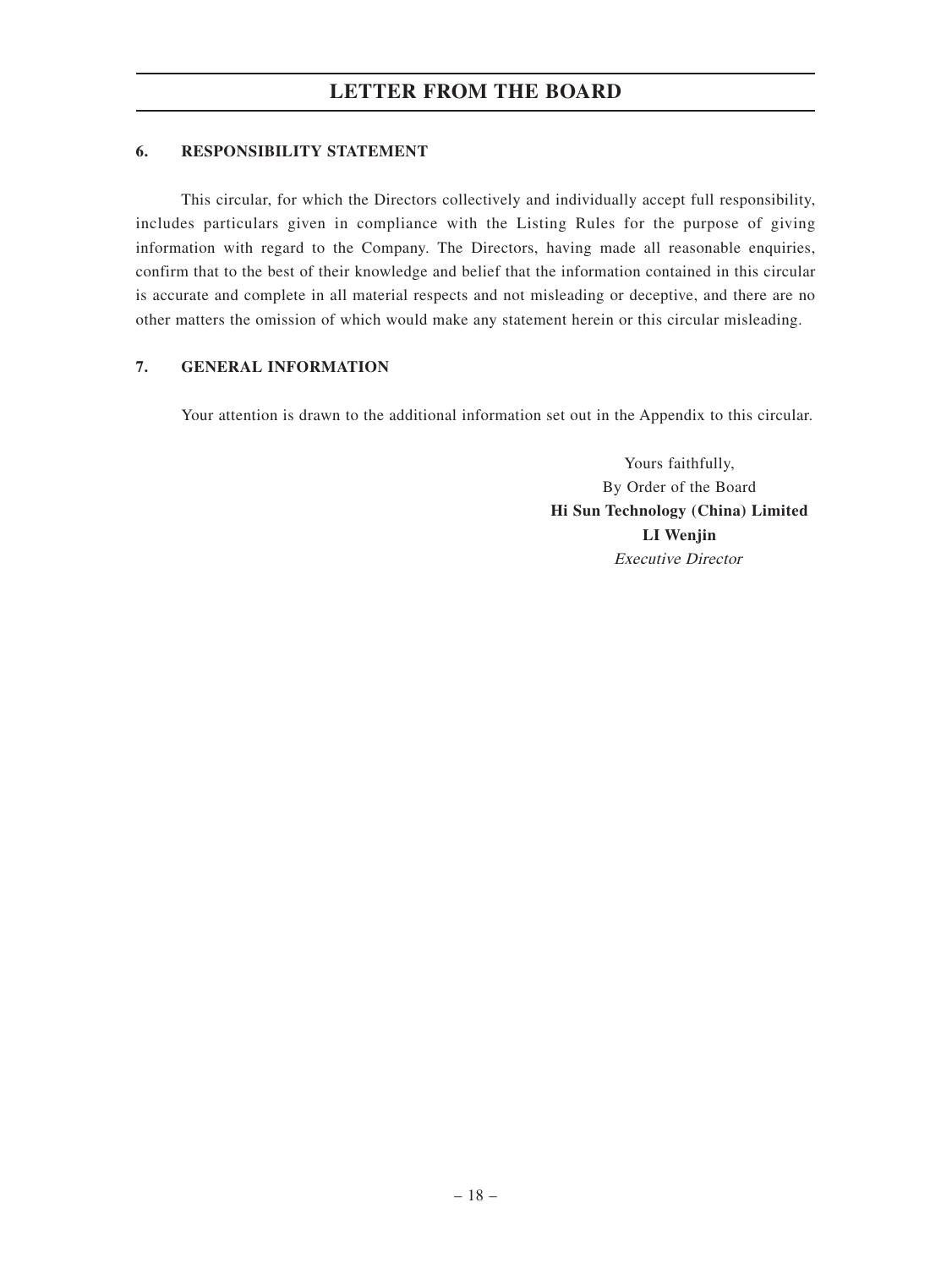**6. RESPONSIBILITY STATEMENT**

This circular, for which the Directors collectively and individually accept full responsibility, includes particulars given in compliance with the Listing Rules for the purpose of giving information with regard to the Company. The Directors, having made all reasonable enquiries, confirm that to the best of their knowledge and belief that the information contained in this circular is accurate and complete in all material respects and not misleading or deceptive, and there are no other matters the omission of which would make any statement herein or this circular misleading.

**7. GENERAL INFORMATION**

Your attention is drawn to the additional information set out in the Appendix to this circular.

Yours faithfully,
By Order of the Board
**Hi Sun Technology (China) Limited**
**LI Wenjin**
*Executive Director*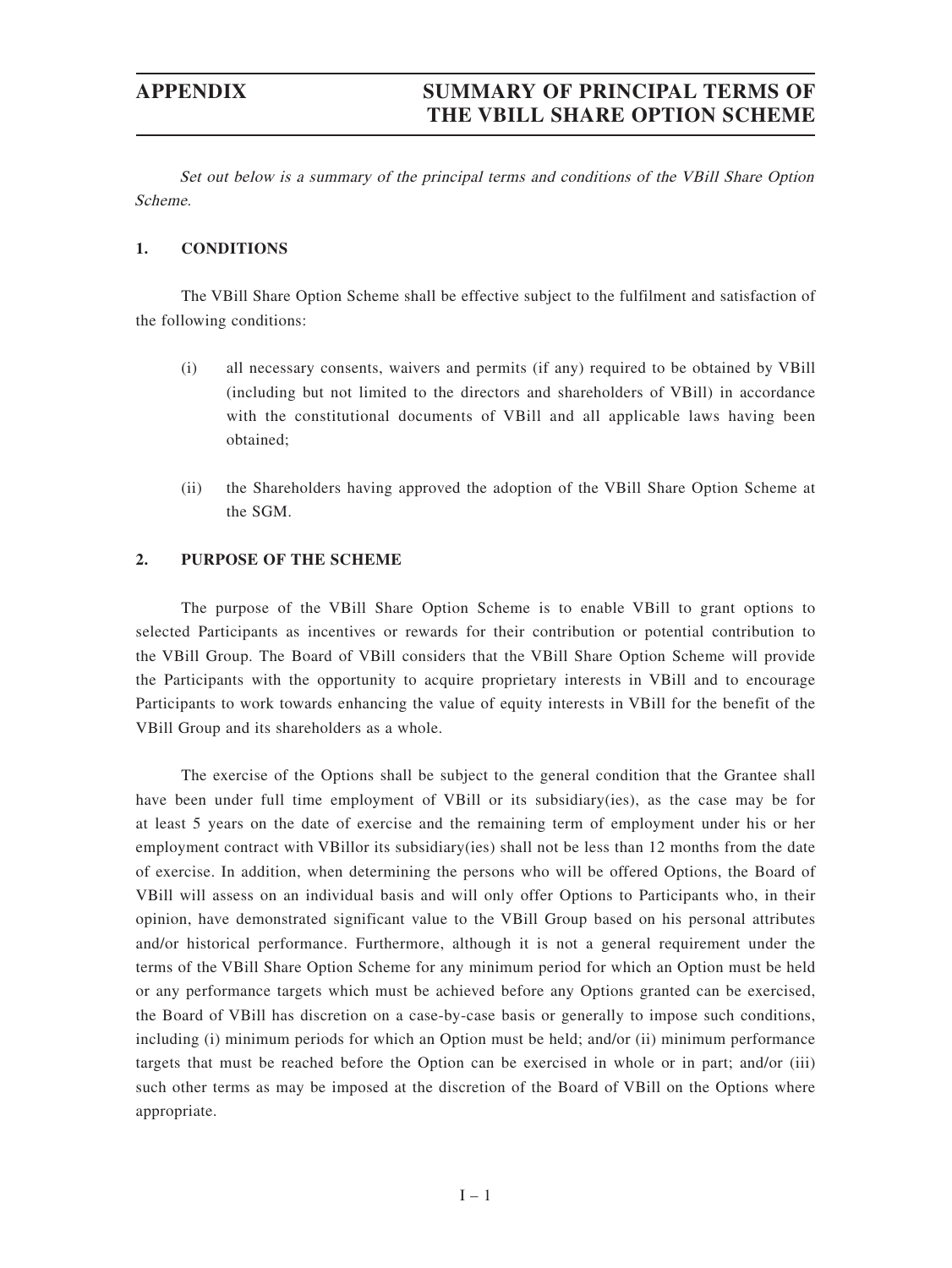# APPENDIX SUMMARY OF PRINCIPAL TERMS OF THE VBILL SHARE OPTION SCHEME

*Set out below is a summary of the principal terms and conditions of the VBill Share Option Scheme.*

## 1. CONDITIONS

The VBill Share Option Scheme shall be effective subject to the fulfilment and satisfaction of the following conditions:

(i) all necessary consents, waivers and permits (if any) required to be obtained by VBill (including but not limited to the directors and shareholders of VBill) in accordance with the constitutional documents of VBill and all applicable laws having been obtained;

(ii) the Shareholders having approved the adoption of the VBill Share Option Scheme at the SGM.

## 2. PURPOSE OF THE SCHEME

The purpose of the VBill Share Option Scheme is to enable VBill to grant options to selected Participants as incentives or rewards for their contribution or potential contribution to the VBill Group. The Board of VBill considers that the VBill Share Option Scheme will provide the Participants with the opportunity to acquire proprietary interests in VBill and to encourage Participants to work towards enhancing the value of equity interests in VBill for the benefit of the VBill Group and its shareholders as a whole.

The exercise of the Options shall be subject to the general condition that the Grantee shall have been under full time employment of VBill or its subsidiary(ies), as the case may be for at least 5 years on the date of exercise and the remaining term of employment under his or her employment contract with VBillor its subsidiary(ies) shall not be less than 12 months from the date of exercise. In addition, when determining the persons who will be offered Options, the Board of VBill will assess on an individual basis and will only offer Options to Participants who, in their opinion, have demonstrated significant value to the VBill Group based on his personal attributes and/or historical performance. Furthermore, although it is not a general requirement under the terms of the VBill Share Option Scheme for any minimum period for which an Option must be held or any performance targets which must be achieved before any Options granted can be exercised, the Board of VBill has discretion on a case-by-case basis or generally to impose such conditions, including (i) minimum periods for which an Option must be held; and/or (ii) minimum performance targets that must be reached before the Option can be exercised in whole or in part; and/or (iii) such other terms as may be imposed at the discretion of the Board of VBill on the Options where appropriate.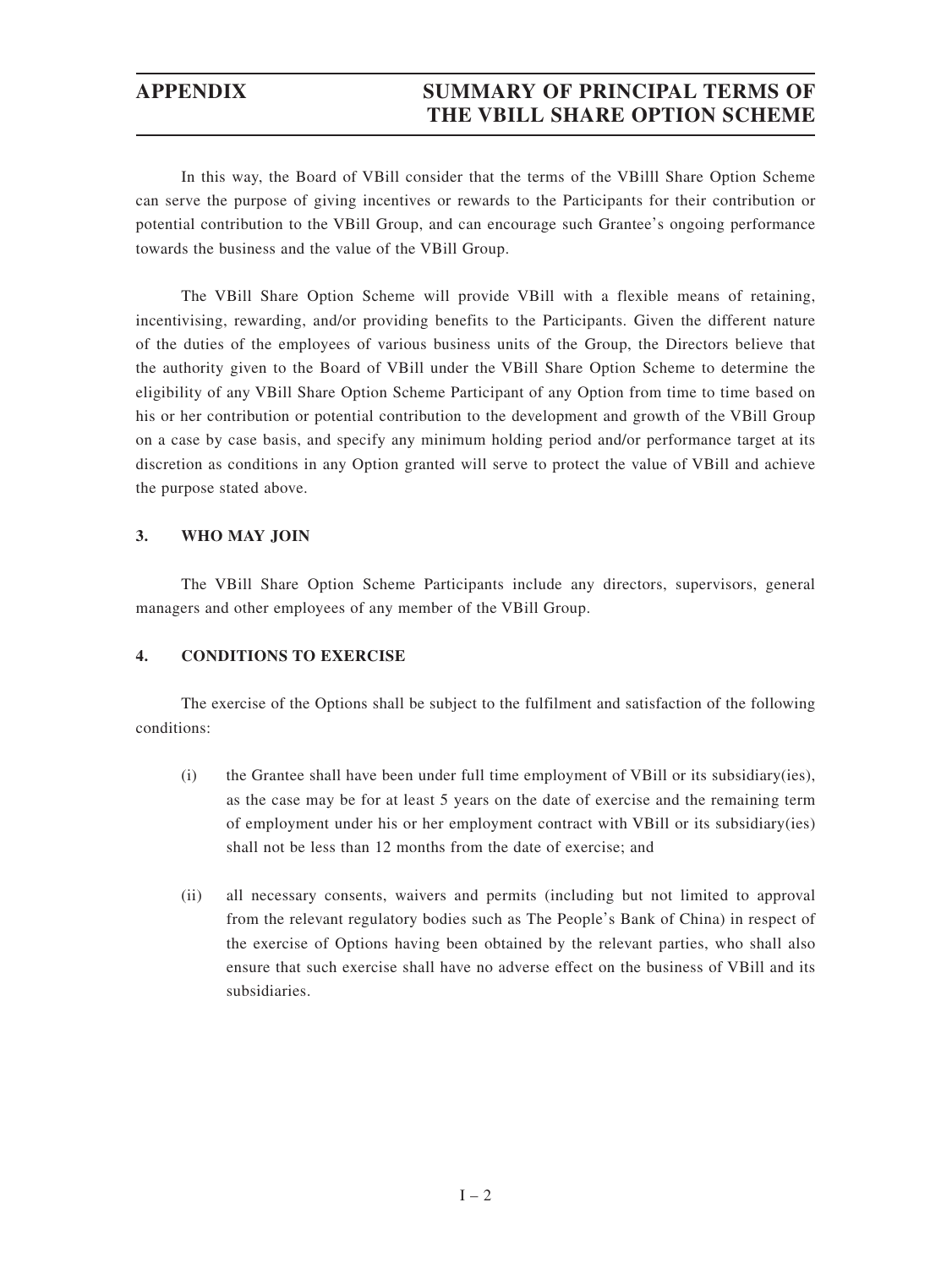In this way, the Board of VBill consider that the terms of the VBilll Share Option Scheme can serve the purpose of giving incentives or rewards to the Participants for their contribution or potential contribution to the VBill Group, and can encourage such Grantee's ongoing performance towards the business and the value of the VBill Group.

The VBill Share Option Scheme will provide VBill with a flexible means of retaining, incentivising, rewarding, and/or providing benefits to the Participants. Given the different nature of the duties of the employees of various business units of the Group, the Directors believe that the authority given to the Board of VBill under the VBill Share Option Scheme to determine the eligibility of any VBill Share Option Scheme Participant of any Option from time to time based on his or her contribution or potential contribution to the development and growth of the VBill Group on a case by case basis, and specify any minimum holding period and/or performance target at its discretion as conditions in any Option granted will serve to protect the value of VBill and achieve the purpose stated above.

## 3. WHO MAY JOIN

The VBill Share Option Scheme Participants include any directors, supervisors, general managers and other employees of any member of the VBill Group.

## 4. CONDITIONS TO EXERCISE

The exercise of the Options shall be subject to the fulfilment and satisfaction of the following conditions:

(i) the Grantee shall have been under full time employment of VBill or its subsidiary(ies), as the case may be for at least 5 years on the date of exercise and the remaining term of employment under his or her employment contract with VBill or its subsidiary(ies) shall not be less than 12 months from the date of exercise; and

(ii) all necessary consents, waivers and permits (including but not limited to approval from the relevant regulatory bodies such as The People's Bank of China) in respect of the exercise of Options having been obtained by the relevant parties, who shall also ensure that such exercise shall have no adverse effect on the business of VBill and its subsidiaries.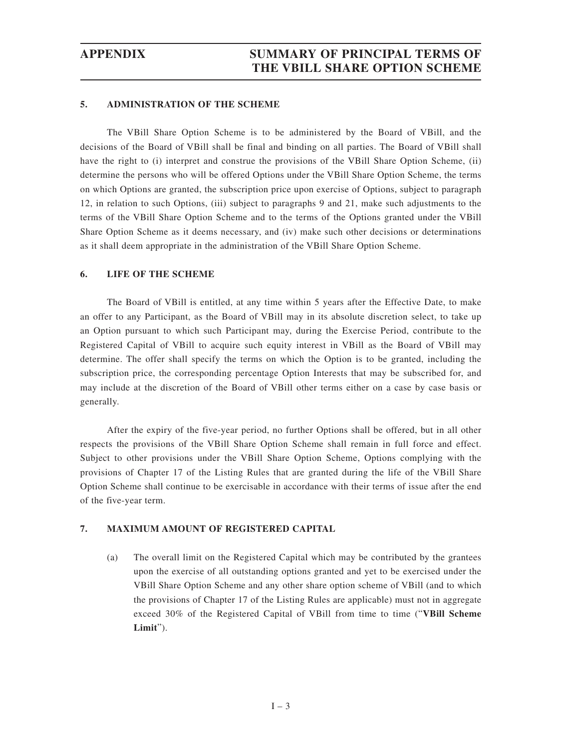## 5. ADMINISTRATION OF THE SCHEME

The VBill Share Option Scheme is to be administered by the Board of VBill, and the decisions of the Board of VBill shall be final and binding on all parties. The Board of VBill shall have the right to (i) interpret and construe the provisions of the VBill Share Option Scheme, (ii) determine the persons who will be offered Options under the VBill Share Option Scheme, the terms on which Options are granted, the subscription price upon exercise of Options, subject to paragraph 12, in relation to such Options, (iii) subject to paragraphs 9 and 21, make such adjustments to the terms of the VBill Share Option Scheme and to the terms of the Options granted under the VBill Share Option Scheme as it deems necessary, and (iv) make such other decisions or determinations as it shall deem appropriate in the administration of the VBill Share Option Scheme.

## 6. LIFE OF THE SCHEME

The Board of VBill is entitled, at any time within 5 years after the Effective Date, to make an offer to any Participant, as the Board of VBill may in its absolute discretion select, to take up an Option pursuant to which such Participant may, during the Exercise Period, contribute to the Registered Capital of VBill to acquire such equity interest in VBill as the Board of VBill may determine. The offer shall specify the terms on which the Option is to be granted, including the subscription price, the corresponding percentage Option Interests that may be subscribed for, and may include at the discretion of the Board of VBill other terms either on a case by case basis or generally.

After the expiry of the five-year period, no further Options shall be offered, but in all other respects the provisions of the VBill Share Option Scheme shall remain in full force and effect. Subject to other provisions under the VBill Share Option Scheme, Options complying with the provisions of Chapter 17 of the Listing Rules that are granted during the life of the VBill Share Option Scheme shall continue to be exercisable in accordance with their terms of issue after the end of the five-year term.

## 7. MAXIMUM AMOUNT OF REGISTERED CAPITAL

(a) The overall limit on the Registered Capital which may be contributed by the grantees upon the exercise of all outstanding options granted and yet to be exercised under the VBill Share Option Scheme and any other share option scheme of VBill (and to which the provisions of Chapter 17 of the Listing Rules are applicable) must not in aggregate exceed 30% of the Registered Capital of VBill from time to time ("**VBill Scheme Limit**").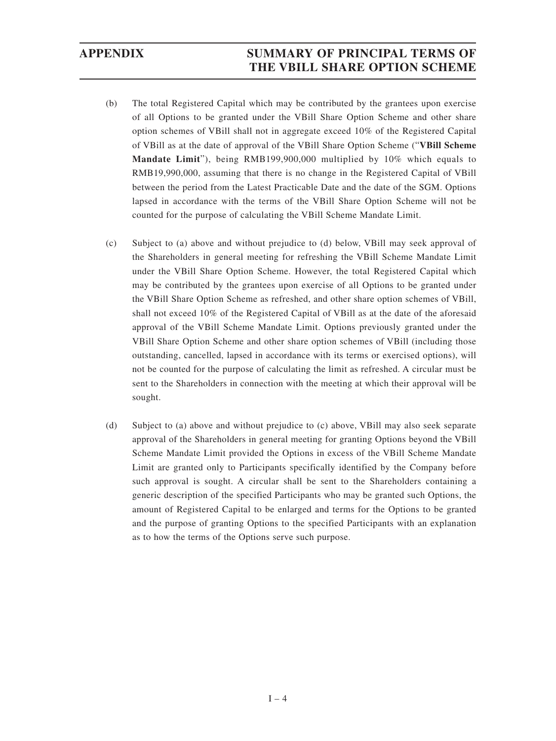(b) The total Registered Capital which may be contributed by the grantees upon exercise of all Options to be granted under the VBill Share Option Scheme and other share option schemes of VBill shall not in aggregate exceed 10% of the Registered Capital of VBill as at the date of approval of the VBill Share Option Scheme ("**VBill Scheme Mandate Limit**"), being RMB199,900,000 multiplied by 10% which equals to RMB19,990,000, assuming that there is no change in the Registered Capital of VBill between the period from the Latest Practicable Date and the date of the SGM. Options lapsed in accordance with the terms of the VBill Share Option Scheme will not be counted for the purpose of calculating the VBill Scheme Mandate Limit.

(c) Subject to (a) above and without prejudice to (d) below, VBill may seek approval of the Shareholders in general meeting for refreshing the VBill Scheme Mandate Limit under the VBill Share Option Scheme. However, the total Registered Capital which may be contributed by the grantees upon exercise of all Options to be granted under the VBill Share Option Scheme as refreshed, and other share option schemes of VBill, shall not exceed 10% of the Registered Capital of VBill as at the date of the aforesaid approval of the VBill Scheme Mandate Limit. Options previously granted under the VBill Share Option Scheme and other share option schemes of VBill (including those outstanding, cancelled, lapsed in accordance with its terms or exercised options), will not be counted for the purpose of calculating the limit as refreshed. A circular must be sent to the Shareholders in connection with the meeting at which their approval will be sought.

(d) Subject to (a) above and without prejudice to (c) above, VBill may also seek separate approval of the Shareholders in general meeting for granting Options beyond the VBill Scheme Mandate Limit provided the Options in excess of the VBill Scheme Mandate Limit are granted only to Participants specifically identified by the Company before such approval is sought. A circular shall be sent to the Shareholders containing a generic description of the specified Participants who may be granted such Options, the amount of Registered Capital to be enlarged and terms for the Options to be granted and the purpose of granting Options to the specified Participants with an explanation as to how the terms of the Options serve such purpose.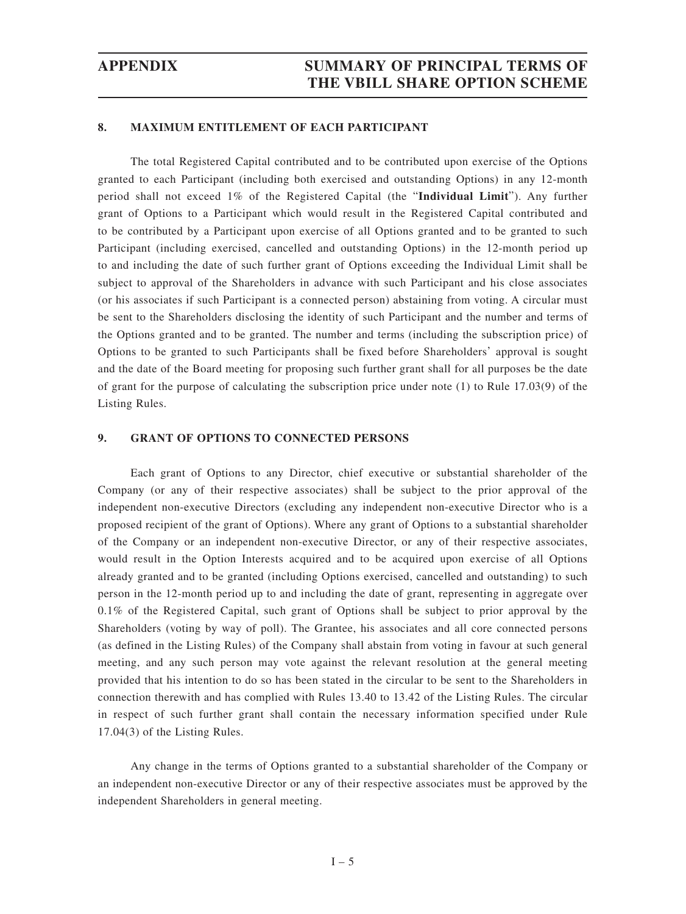## 8. MAXIMUM ENTITLEMENT OF EACH PARTICIPANT

The total Registered Capital contributed and to be contributed upon exercise of the Options granted to each Participant (including both exercised and outstanding Options) in any 12-month period shall not exceed 1% of the Registered Capital (the "**Individual Limit**"). Any further grant of Options to a Participant which would result in the Registered Capital contributed and to be contributed by a Participant upon exercise of all Options granted and to be granted to such Participant (including exercised, cancelled and outstanding Options) in the 12-month period up to and including the date of such further grant of Options exceeding the Individual Limit shall be subject to approval of the Shareholders in advance with such Participant and his close associates (or his associates if such Participant is a connected person) abstaining from voting. A circular must be sent to the Shareholders disclosing the identity of such Participant and the number and terms of the Options granted and to be granted. The number and terms (including the subscription price) of Options to be granted to such Participants shall be fixed before Shareholders' approval is sought and the date of the Board meeting for proposing such further grant shall for all purposes be the date of grant for the purpose of calculating the subscription price under note (1) to Rule 17.03(9) of the Listing Rules.

## 9. GRANT OF OPTIONS TO CONNECTED PERSONS

Each grant of Options to any Director, chief executive or substantial shareholder of the Company (or any of their respective associates) shall be subject to the prior approval of the independent non-executive Directors (excluding any independent non-executive Director who is a proposed recipient of the grant of Options). Where any grant of Options to a substantial shareholder of the Company or an independent non-executive Director, or any of their respective associates, would result in the Option Interests acquired and to be acquired upon exercise of all Options already granted and to be granted (including Options exercised, cancelled and outstanding) to such person in the 12-month period up to and including the date of grant, representing in aggregate over 0.1% of the Registered Capital, such grant of Options shall be subject to prior approval by the Shareholders (voting by way of poll). The Grantee, his associates and all core connected persons (as defined in the Listing Rules) of the Company shall abstain from voting in favour at such general meeting, and any such person may vote against the relevant resolution at the general meeting provided that his intention to do so has been stated in the circular to be sent to the Shareholders in connection therewith and has complied with Rules 13.40 to 13.42 of the Listing Rules. The circular in respect of such further grant shall contain the necessary information specified under Rule 17.04(3) of the Listing Rules.

Any change in the terms of Options granted to a substantial shareholder of the Company or an independent non-executive Director or any of their respective associates must be approved by the independent Shareholders in general meeting.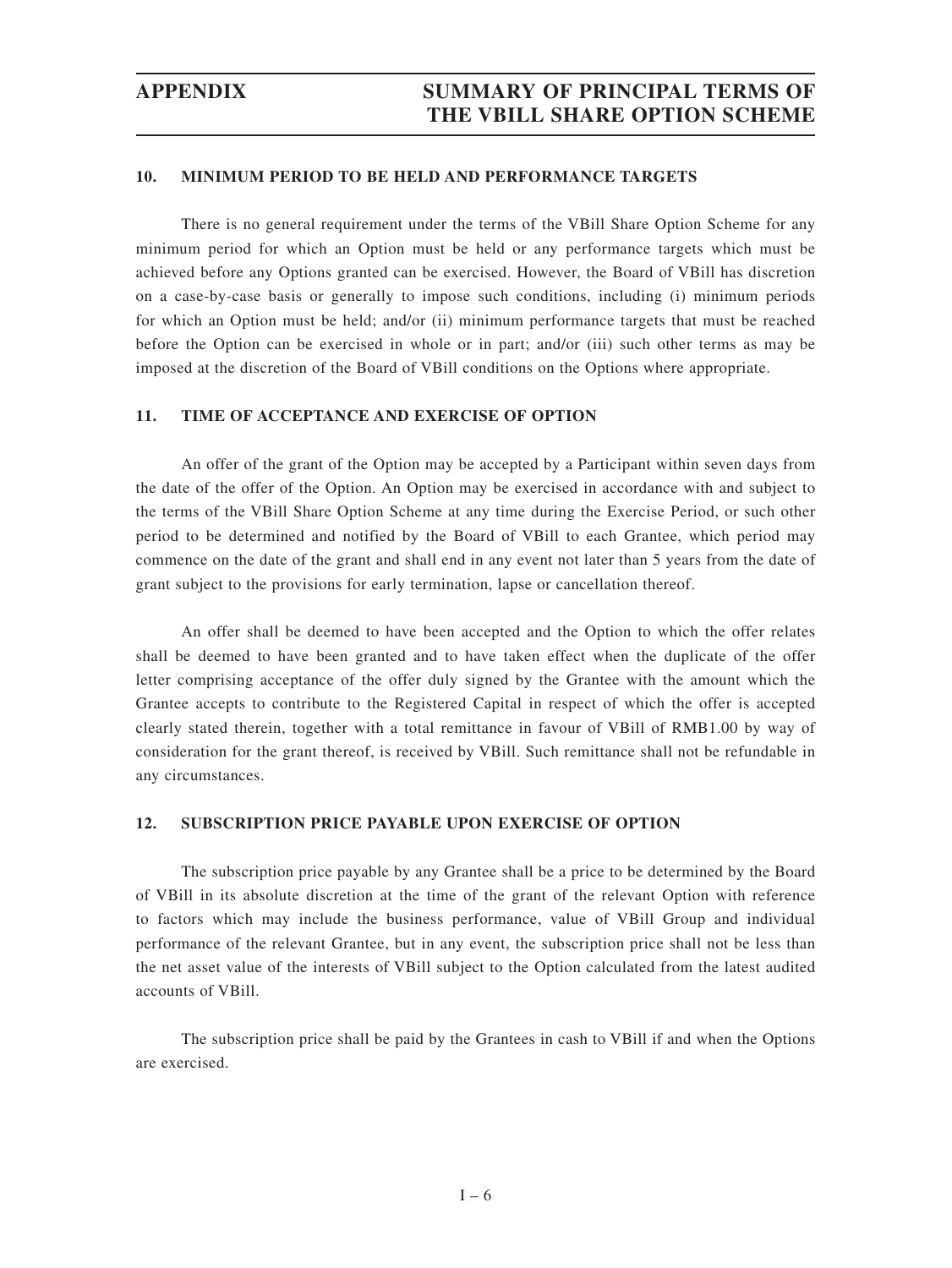## 10. MINIMUM PERIOD TO BE HELD AND PERFORMANCE TARGETS

There is no general requirement under the terms of the VBill Share Option Scheme for any minimum period for which an Option must be held or any performance targets which must be achieved before any Options granted can be exercised. However, the Board of VBill has discretion on a case-by-case basis or generally to impose such conditions, including (i) minimum periods for which an Option must be held; and/or (ii) minimum performance targets that must be reached before the Option can be exercised in whole or in part; and/or (iii) such other terms as may be imposed at the discretion of the Board of VBill conditions on the Options where appropriate.

## 11. TIME OF ACCEPTANCE AND EXERCISE OF OPTION

An offer of the grant of the Option may be accepted by a Participant within seven days from the date of the offer of the Option. An Option may be exercised in accordance with and subject to the terms of the VBill Share Option Scheme at any time during the Exercise Period, or such other period to be determined and notified by the Board of VBill to each Grantee, which period may commence on the date of the grant and shall end in any event not later than 5 years from the date of grant subject to the provisions for early termination, lapse or cancellation thereof.

An offer shall be deemed to have been accepted and the Option to which the offer relates shall be deemed to have been granted and to have taken effect when the duplicate of the offer letter comprising acceptance of the offer duly signed by the Grantee with the amount which the Grantee accepts to contribute to the Registered Capital in respect of which the offer is accepted clearly stated therein, together with a total remittance in favour of VBill of RMB1.00 by way of consideration for the grant thereof, is received by VBill. Such remittance shall not be refundable in any circumstances.

## 12. SUBSCRIPTION PRICE PAYABLE UPON EXERCISE OF OPTION

The subscription price payable by any Grantee shall be a price to be determined by the Board of VBill in its absolute discretion at the time of the grant of the relevant Option with reference to factors which may include the business performance, value of VBill Group and individual performance of the relevant Grantee, but in any event, the subscription price shall not be less than the net asset value of the interests of VBill subject to the Option calculated from the latest audited accounts of VBill.

The subscription price shall be paid by the Grantees in cash to VBill if and when the Options are exercised.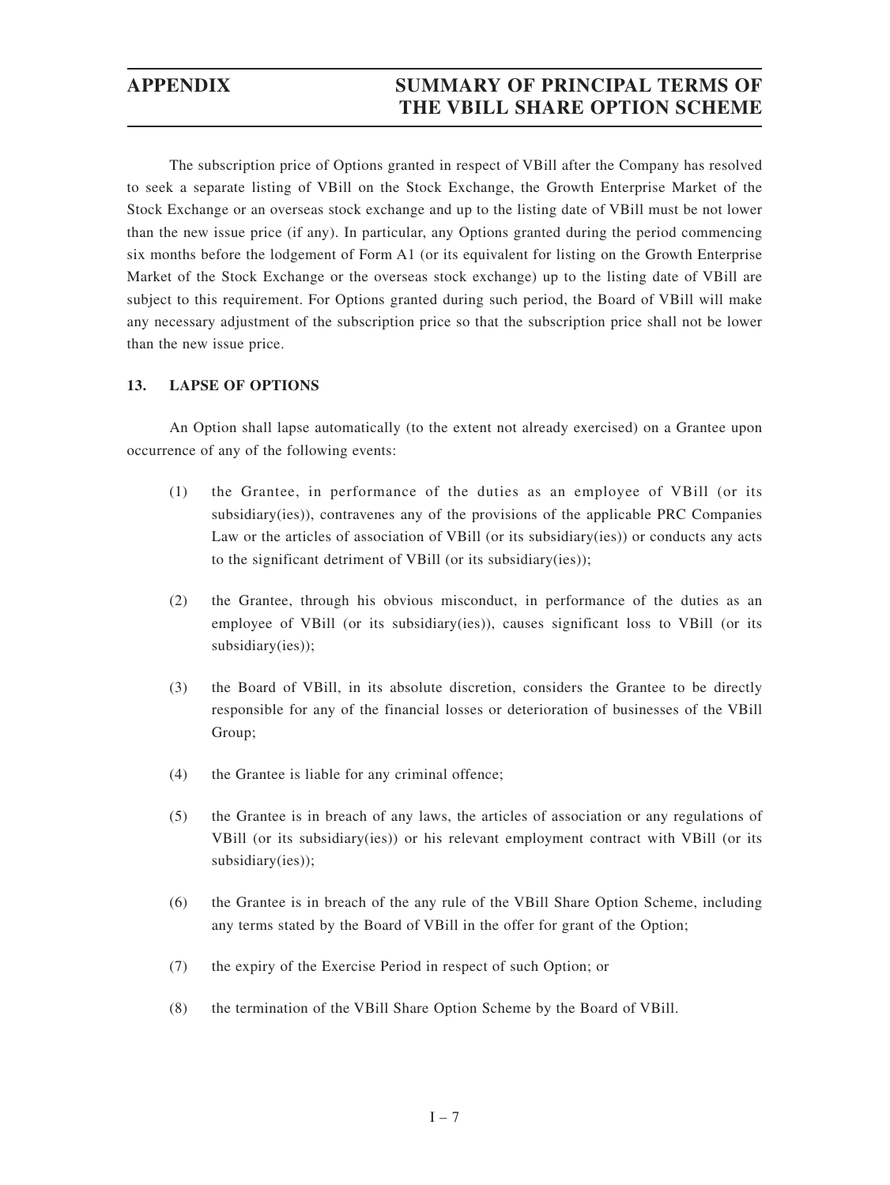The subscription price of Options granted in respect of VBill after the Company has resolved to seek a separate listing of VBill on the Stock Exchange, the Growth Enterprise Market of the Stock Exchange or an overseas stock exchange and up to the listing date of VBill must be not lower than the new issue price (if any). In particular, any Options granted during the period commencing six months before the lodgement of Form A1 (or its equivalent for listing on the Growth Enterprise Market of the Stock Exchange or the overseas stock exchange) up to the listing date of VBill are subject to this requirement. For Options granted during such period, the Board of VBill will make any necessary adjustment of the subscription price so that the subscription price shall not be lower than the new issue price.

## 13. LAPSE OF OPTIONS

An Option shall lapse automatically (to the extent not already exercised) on a Grantee upon occurrence of any of the following events:

(1) the Grantee, in performance of the duties as an employee of VBill (or its subsidiary(ies)), contravenes any of the provisions of the applicable PRC Companies Law or the articles of association of VBill (or its subsidiary(ies)) or conducts any acts to the significant detriment of VBill (or its subsidiary(ies));

(2) the Grantee, through his obvious misconduct, in performance of the duties as an employee of VBill (or its subsidiary(ies)), causes significant loss to VBill (or its subsidiary(ies));

(3) the Board of VBill, in its absolute discretion, considers the Grantee to be directly responsible for any of the financial losses or deterioration of businesses of the VBill Group;

(4) the Grantee is liable for any criminal offence;

(5) the Grantee is in breach of any laws, the articles of association or any regulations of VBill (or its subsidiary(ies)) or his relevant employment contract with VBill (or its subsidiary(ies));

(6) the Grantee is in breach of the any rule of the VBill Share Option Scheme, including any terms stated by the Board of VBill in the offer for grant of the Option;

(7) the expiry of the Exercise Period in respect of such Option; or

(8) the termination of the VBill Share Option Scheme by the Board of VBill.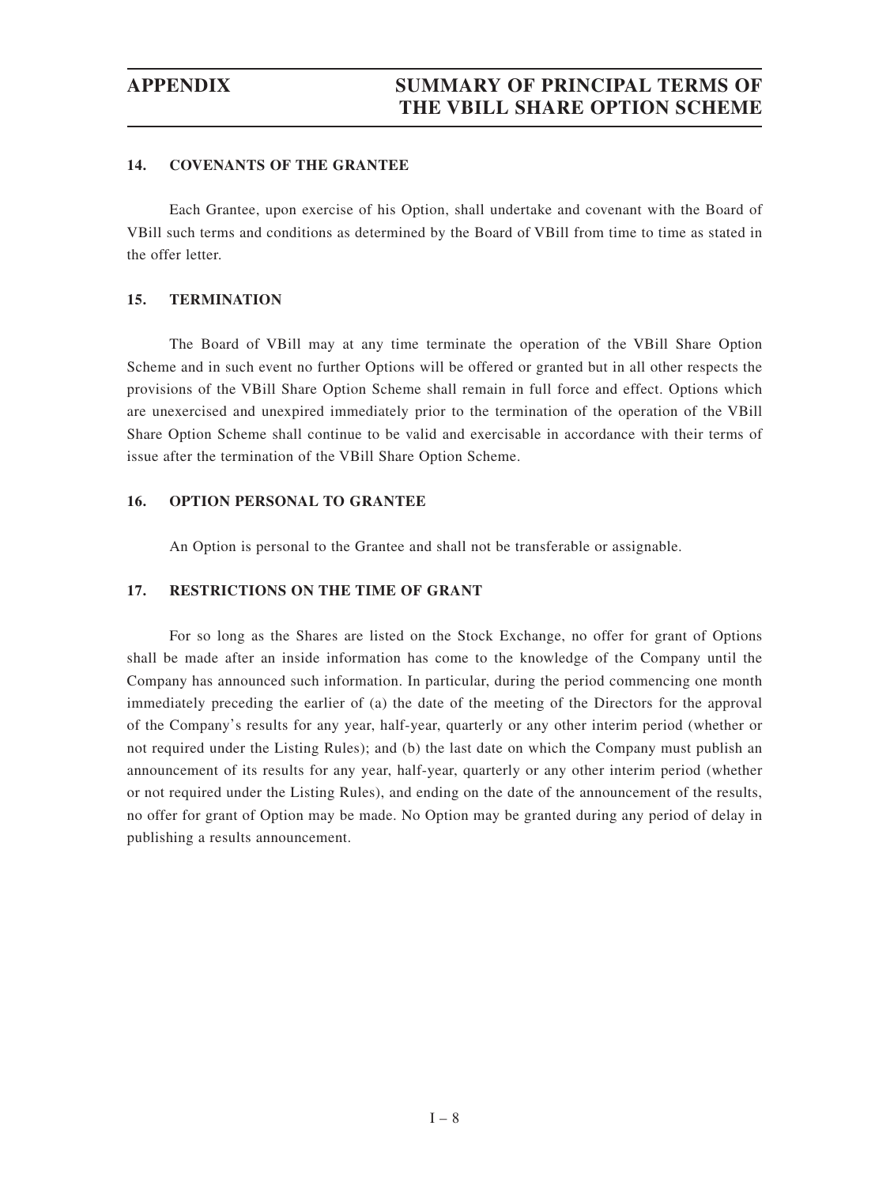#### 14. COVENANTS OF THE GRANTEE

Each Grantee, upon exercise of his Option, shall undertake and covenant with the Board of VBill such terms and conditions as determined by the Board of VBill from time to time as stated in the offer letter.

#### 15. TERMINATION

The Board of VBill may at any time terminate the operation of the VBill Share Option Scheme and in such event no further Options will be offered or granted but in all other respects the provisions of the VBill Share Option Scheme shall remain in full force and effect. Options which are unexercised and unexpired immediately prior to the termination of the operation of the VBill Share Option Scheme shall continue to be valid and exercisable in accordance with their terms of issue after the termination of the VBill Share Option Scheme.

#### 16. OPTION PERSONAL TO GRANTEE

An Option is personal to the Grantee and shall not be transferable or assignable.

#### 17. RESTRICTIONS ON THE TIME OF GRANT

For so long as the Shares are listed on the Stock Exchange, no offer for grant of Options shall be made after an inside information has come to the knowledge of the Company until the Company has announced such information. In particular, during the period commencing one month immediately preceding the earlier of (a) the date of the meeting of the Directors for the approval of the Company's results for any year, half-year, quarterly or any other interim period (whether or not required under the Listing Rules); and (b) the last date on which the Company must publish an announcement of its results for any year, half-year, quarterly or any other interim period (whether or not required under the Listing Rules), and ending on the date of the announcement of the results, no offer for grant of Option may be made. No Option may be granted during any period of delay in publishing a results announcement.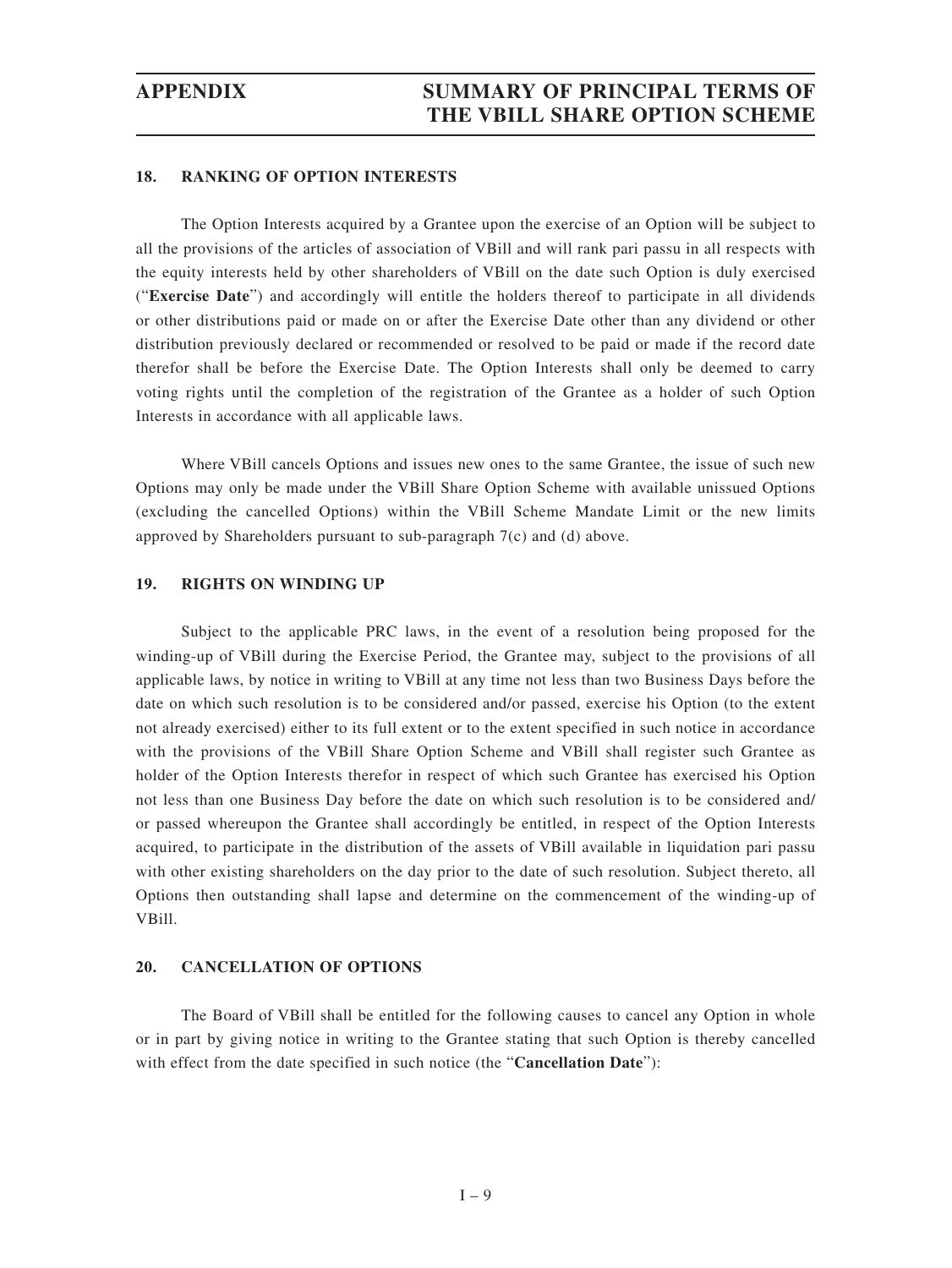### 18. RANKING OF OPTION INTERESTS

The Option Interests acquired by a Grantee upon the exercise of an Option will be subject to all the provisions of the articles of association of VBill and will rank pari passu in all respects with the equity interests held by other shareholders of VBill on the date such Option is duly exercised ("**Exercise Date**") and accordingly will entitle the holders thereof to participate in all dividends or other distributions paid or made on or after the Exercise Date other than any dividend or other distribution previously declared or recommended or resolved to be paid or made if the record date therefor shall be before the Exercise Date. The Option Interests shall only be deemed to carry voting rights until the completion of the registration of the Grantee as a holder of such Option Interests in accordance with all applicable laws.

Where VBill cancels Options and issues new ones to the same Grantee, the issue of such new Options may only be made under the VBill Share Option Scheme with available unissued Options (excluding the cancelled Options) within the VBill Scheme Mandate Limit or the new limits approved by Shareholders pursuant to sub-paragraph 7(c) and (d) above.

### 19. RIGHTS ON WINDING UP

Subject to the applicable PRC laws, in the event of a resolution being proposed for the winding-up of VBill during the Exercise Period, the Grantee may, subject to the provisions of all applicable laws, by notice in writing to VBill at any time not less than two Business Days before the date on which such resolution is to be considered and/or passed, exercise his Option (to the extent not already exercised) either to its full extent or to the extent specified in such notice in accordance with the provisions of the VBill Share Option Scheme and VBill shall register such Grantee as holder of the Option Interests therefor in respect of which such Grantee has exercised his Option not less than one Business Day before the date on which such resolution is to be considered and/ or passed whereupon the Grantee shall accordingly be entitled, in respect of the Option Interests acquired, to participate in the distribution of the assets of VBill available in liquidation pari passu with other existing shareholders on the day prior to the date of such resolution. Subject thereto, all Options then outstanding shall lapse and determine on the commencement of the winding-up of VBill.

### 20. CANCELLATION OF OPTIONS

The Board of VBill shall be entitled for the following causes to cancel any Option in whole or in part by giving notice in writing to the Grantee stating that such Option is thereby cancelled with effect from the date specified in such notice (the "**Cancellation Date**"):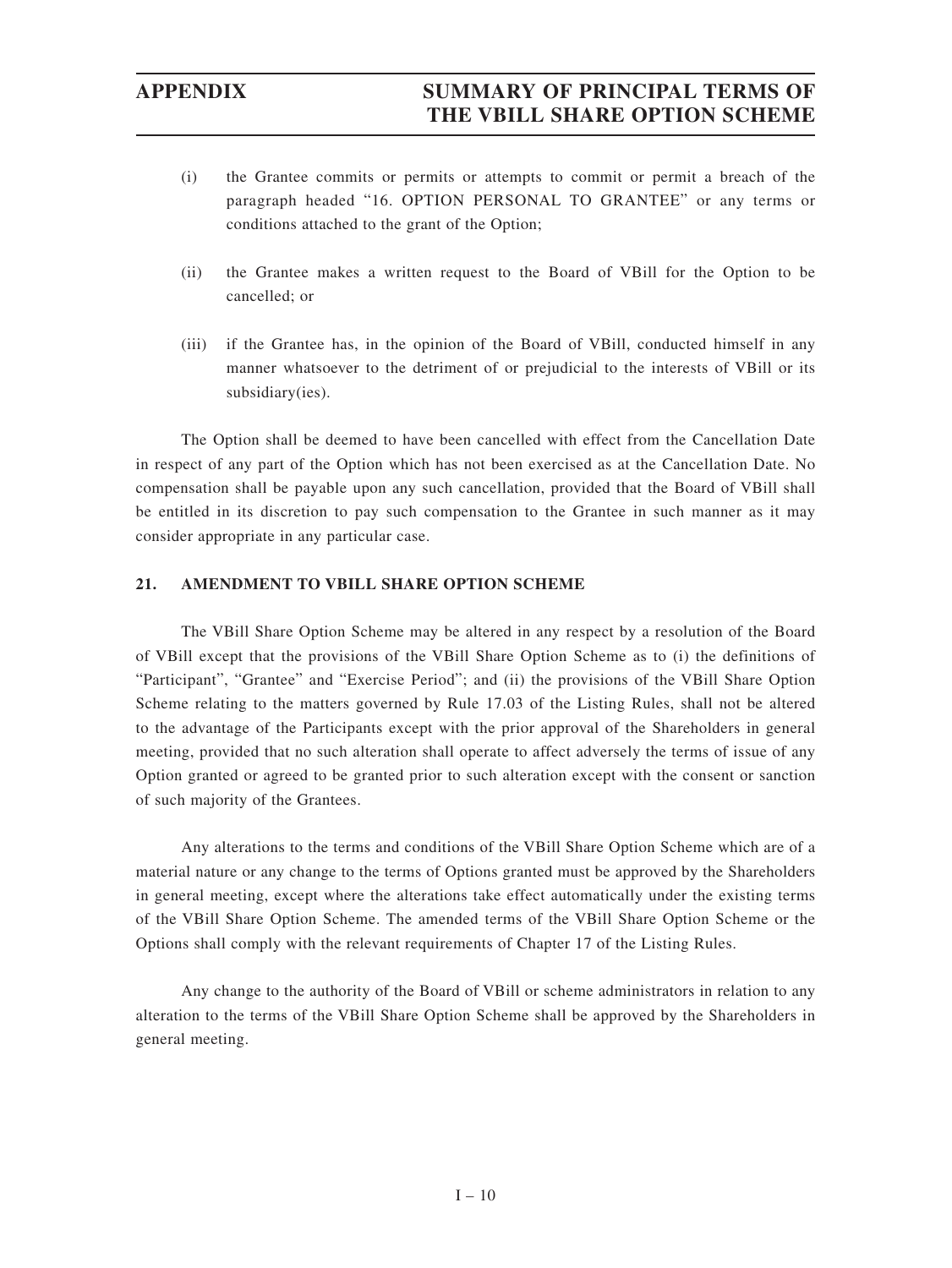(i) the Grantee commits or permits or attempts to commit or permit a breach of the paragraph headed "16. OPTION PERSONAL TO GRANTEE" or any terms or conditions attached to the grant of the Option;

(ii) the Grantee makes a written request to the Board of VBill for the Option to be cancelled; or

(iii) if the Grantee has, in the opinion of the Board of VBill, conducted himself in any manner whatsoever to the detriment of or prejudicial to the interests of VBill or its subsidiary(ies).

The Option shall be deemed to have been cancelled with effect from the Cancellation Date in respect of any part of the Option which has not been exercised as at the Cancellation Date. No compensation shall be payable upon any such cancellation, provided that the Board of VBill shall be entitled in its discretion to pay such compensation to the Grantee in such manner as it may consider appropriate in any particular case.

## 21. AMENDMENT TO VBILL SHARE OPTION SCHEME

The VBill Share Option Scheme may be altered in any respect by a resolution of the Board of VBill except that the provisions of the VBill Share Option Scheme as to (i) the definitions of "Participant", "Grantee" and "Exercise Period"; and (ii) the provisions of the VBill Share Option Scheme relating to the matters governed by Rule 17.03 of the Listing Rules, shall not be altered to the advantage of the Participants except with the prior approval of the Shareholders in general meeting, provided that no such alteration shall operate to affect adversely the terms of issue of any Option granted or agreed to be granted prior to such alteration except with the consent or sanction of such majority of the Grantees.

Any alterations to the terms and conditions of the VBill Share Option Scheme which are of a material nature or any change to the terms of Options granted must be approved by the Shareholders in general meeting, except where the alterations take effect automatically under the existing terms of the VBill Share Option Scheme. The amended terms of the VBill Share Option Scheme or the Options shall comply with the relevant requirements of Chapter 17 of the Listing Rules.

Any change to the authority of the Board of VBill or scheme administrators in relation to any alteration to the terms of the VBill Share Option Scheme shall be approved by the Shareholders in general meeting.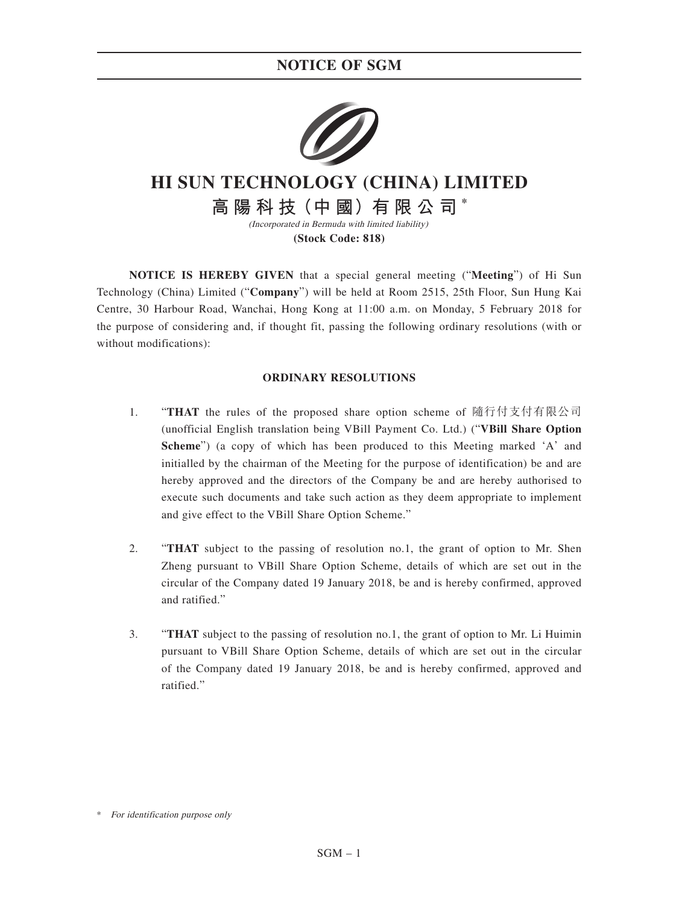# HI SUN TECHNOLOGY (CHINA) LIMITED

# 高陽科技（中國）有限公司*

*(Incorporated in Bermuda with limited liability)*

**(Stock Code: 818)**

**NOTICE IS HEREBY GIVEN** that a special general meeting ("**Meeting**") of Hi Sun Technology (China) Limited ("**Company**") will be held at Room 2515, 25th Floor, Sun Hung Kai Centre, 30 Harbour Road, Wanchai, Hong Kong at 11:00 a.m. on Monday, 5 February 2018 for the purpose of considering and, if thought fit, passing the following ordinary resolutions (with or without modifications):

## ORDINARY RESOLUTIONS

1. "**THAT** the rules of the proposed share option scheme of 隨行付支付有限公司 (unofficial English translation being VBill Payment Co. Ltd.) ("**VBill Share Option Scheme**") (a copy of which has been produced to this Meeting marked 'A' and initialled by the chairman of the Meeting for the purpose of identification) be and are hereby approved and the directors of the Company be and are hereby authorised to execute such documents and take such action as they deem appropriate to implement and give effect to the VBill Share Option Scheme."

2. "**THAT** subject to the passing of resolution no.1, the grant of option to Mr. Shen Zheng pursuant to VBill Share Option Scheme, details of which are set out in the circular of the Company dated 19 January 2018, be and is hereby confirmed, approved and ratified."

3. "**THAT** subject to the passing of resolution no.1, the grant of option to Mr. Li Huimin pursuant to VBill Share Option Scheme, details of which are set out in the circular of the Company dated 19 January 2018, be and is hereby confirmed, approved and ratified."

\* *For identification purpose only*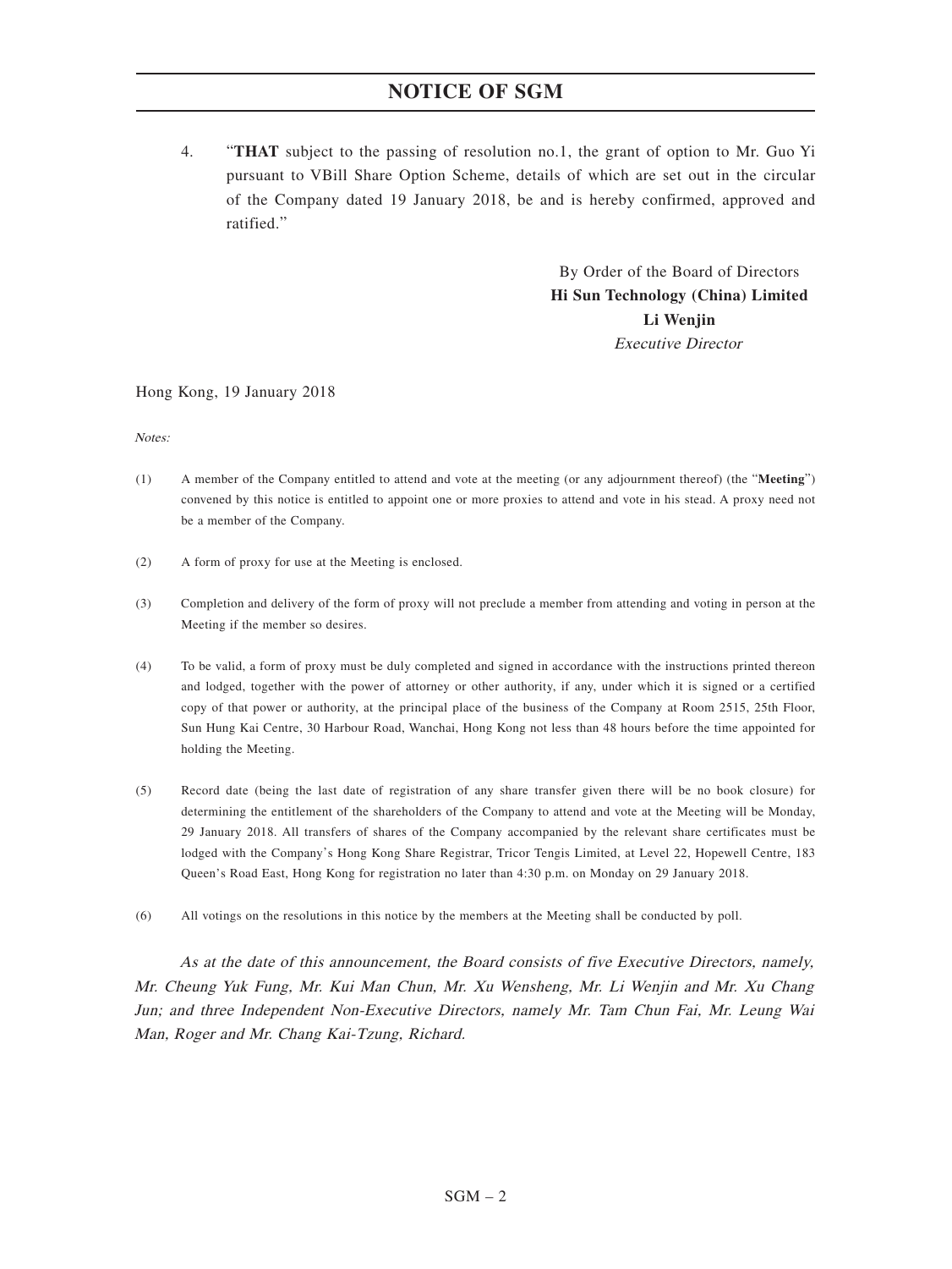# NOTICE OF SGM

4. "**THAT** subject to the passing of resolution no.1, the grant of option to Mr. Guo Yi pursuant to VBill Share Option Scheme, details of which are set out in the circular of the Company dated 19 January 2018, be and is hereby confirmed, approved and ratified."

By Order of the Board of Directors
**Hi Sun Technology (China) Limited**
**Li Wenjin**
*Executive Director*

Hong Kong, 19 January 2018

*Notes:*

(1) A member of the Company entitled to attend and vote at the meeting (or any adjournment thereof) (the "**Meeting**") convened by this notice is entitled to appoint one or more proxies to attend and vote in his stead. A proxy need not be a member of the Company.

(2) A form of proxy for use at the Meeting is enclosed.

(3) Completion and delivery of the form of proxy will not preclude a member from attending and voting in person at the Meeting if the member so desires.

(4) To be valid, a form of proxy must be duly completed and signed in accordance with the instructions printed thereon and lodged, together with the power of attorney or other authority, if any, under which it is signed or a certified copy of that power or authority, at the principal place of the business of the Company at Room 2515, 25th Floor, Sun Hung Kai Centre, 30 Harbour Road, Wanchai, Hong Kong not less than 48 hours before the time appointed for holding the Meeting.

(5) Record date (being the last date of registration of any share transfer given there will be no book closure) for determining the entitlement of the shareholders of the Company to attend and vote at the Meeting will be Monday, 29 January 2018. All transfers of shares of the Company accompanied by the relevant share certificates must be lodged with the Company's Hong Kong Share Registrar, Tricor Tengis Limited, at Level 22, Hopewell Centre, 183 Queen's Road East, Hong Kong for registration no later than 4:30 p.m. on Monday on 29 January 2018.

(6) All votings on the resolutions in this notice by the members at the Meeting shall be conducted by poll.

*As at the date of this announcement, the Board consists of five Executive Directors, namely, Mr. Cheung Yuk Fung, Mr. Kui Man Chun, Mr. Xu Wensheng, Mr. Li Wenjin and Mr. Xu Chang Jun; and three Independent Non-Executive Directors, namely Mr. Tam Chun Fai, Mr. Leung Wai Man, Roger and Mr. Chang Kai-Tzung, Richard.*